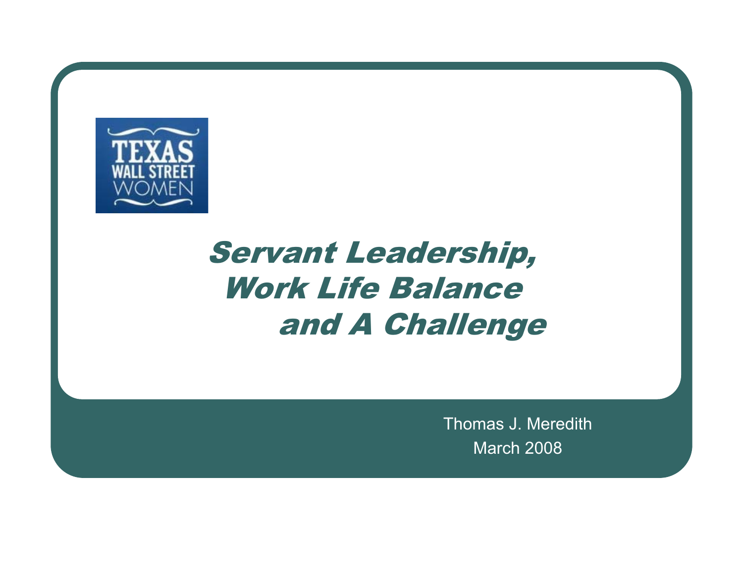TEXAS WALL STREET WOMEN

# Servant Leadership, Work Life Balance and A Challenge

Thomas J. Meredith

March 2008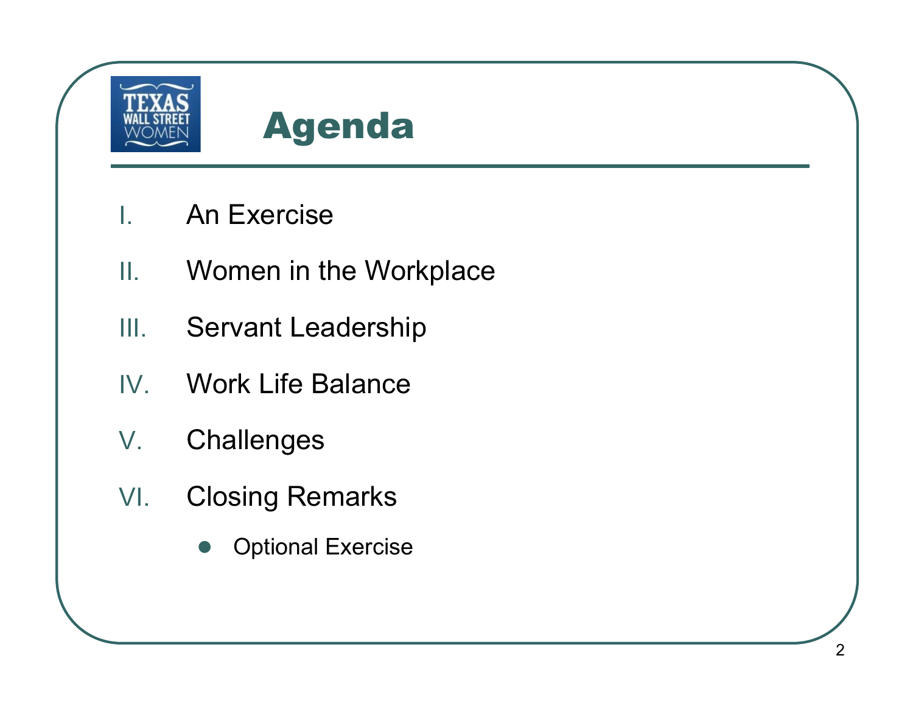# Agenda

I. An Exercise

II. Women in the Workplace

III. Servant Leadership

IV. Work Life Balance

V. Challenges

VI. Closing Remarks

- Optional Exercise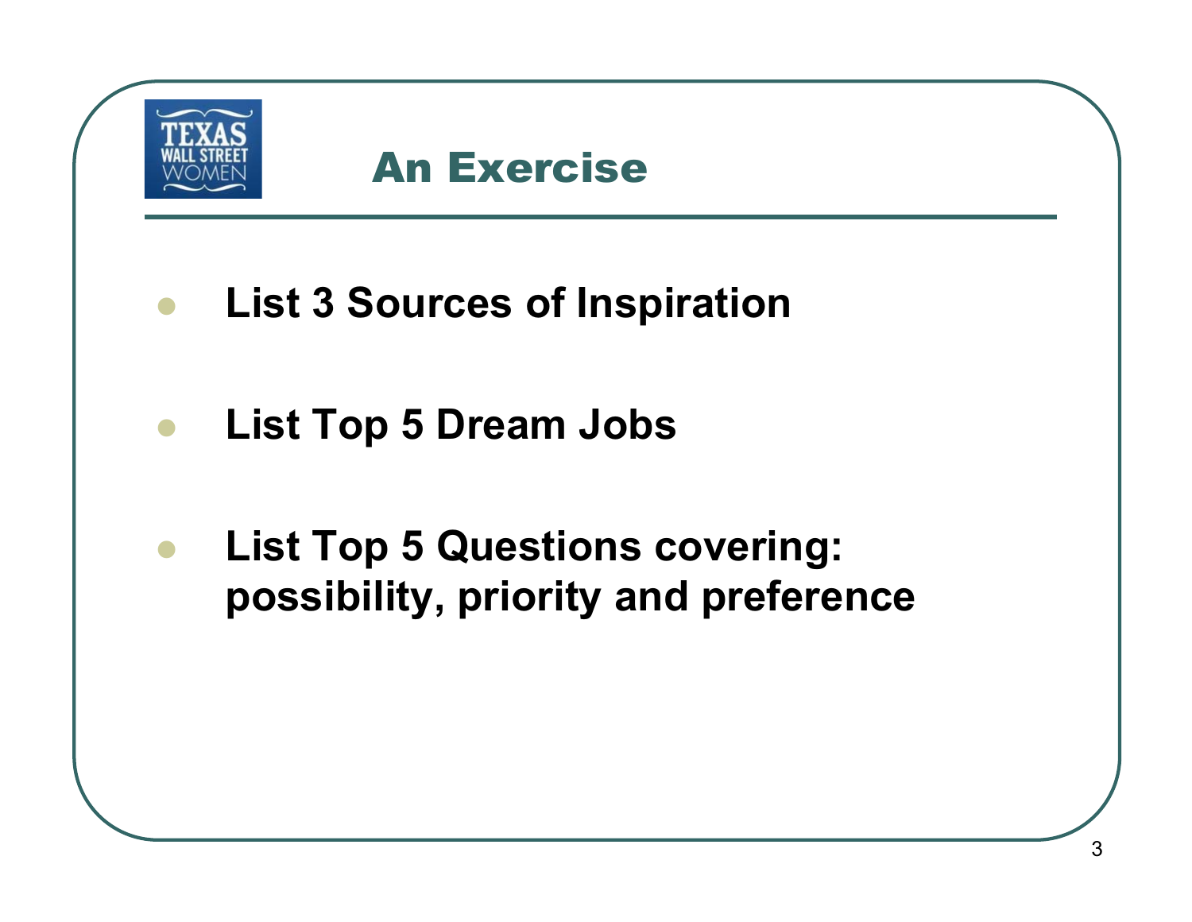# An Exercise

- **List 3 Sources of Inspiration**
- **List Top 5 Dream Jobs**
- **List Top 5 Questions covering: possibility, priority and preference**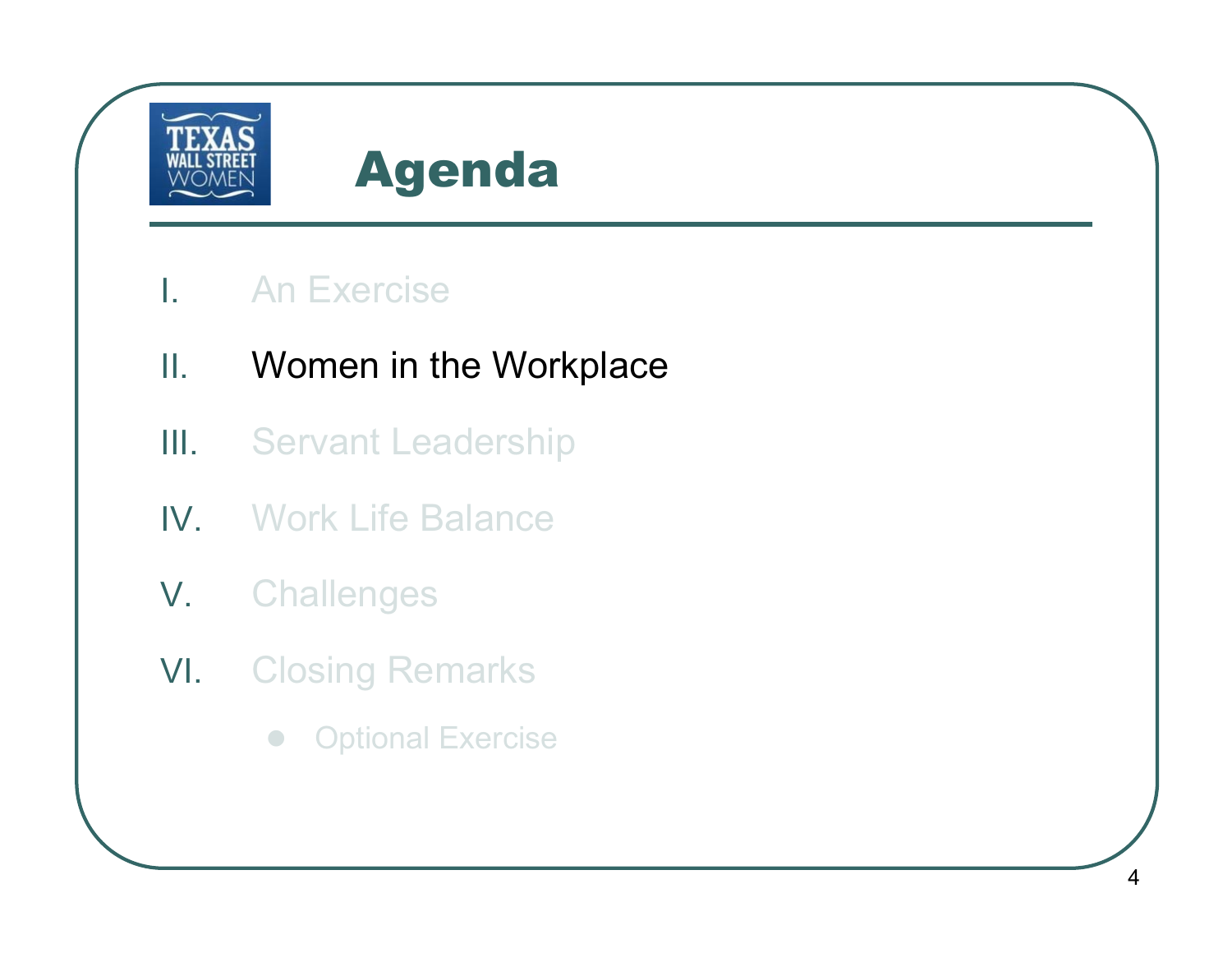TEXAS WALL STREET WOMEN

# Agenda

I. An Exercise

II. Women in the Workplace

III. Servant Leadership

IV. Work Life Balance

V. Challenges

VI. Closing Remarks

- Optional Exercise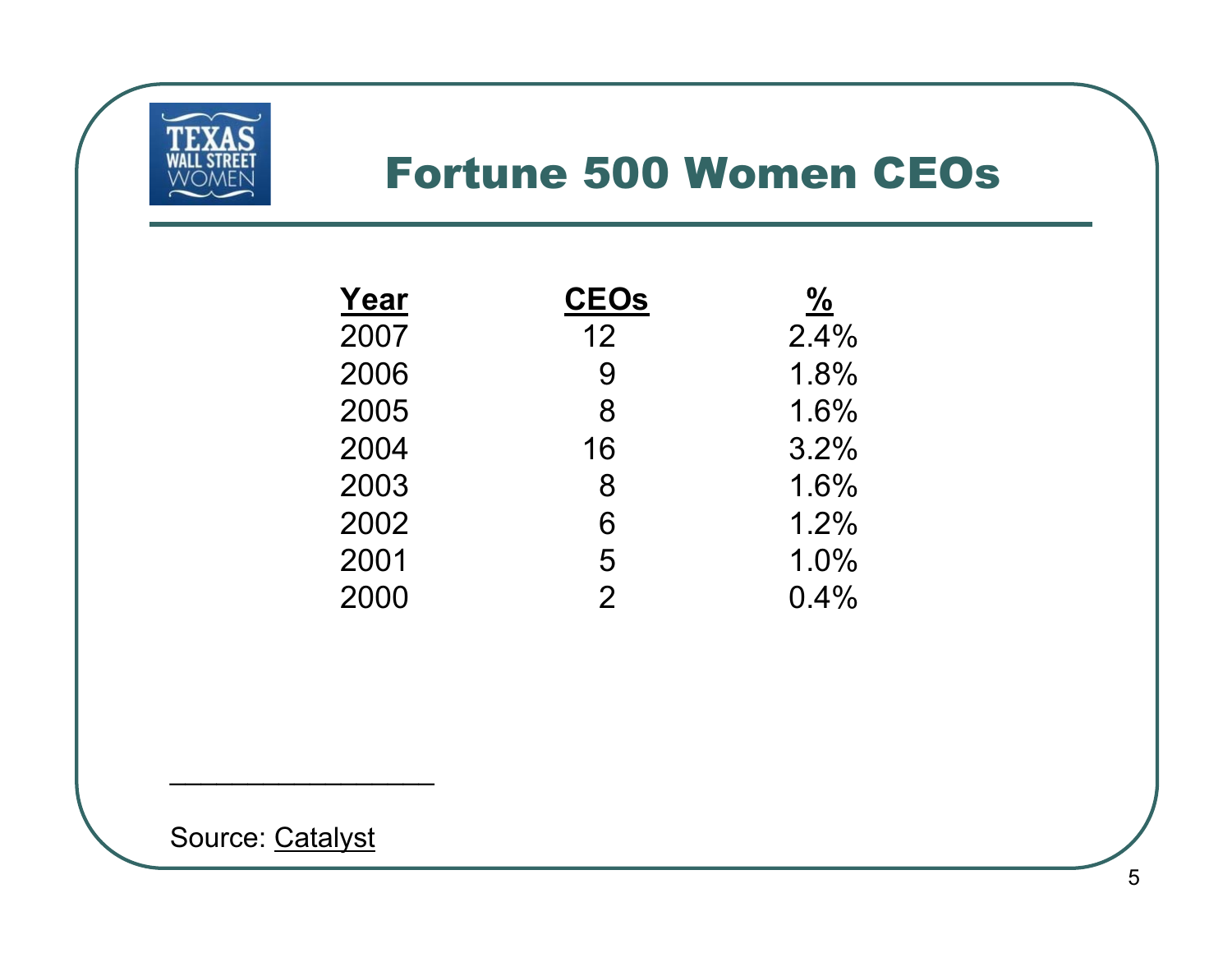# Fortune 500 Women CEOs

| Year | CEOs | % |
|---|---|---|
| 2007 | 12 | 2.4% |
| 2006 | 9 | 1.8% |
| 2005 | 8 | 1.6% |
| 2004 | 16 | 3.2% |
| 2003 | 8 | 1.6% |
| 2002 | 6 | 1.2% |
| 2001 | 5 | 1.0% |
| 2000 | 2 | 0.4% |

Source: Catalyst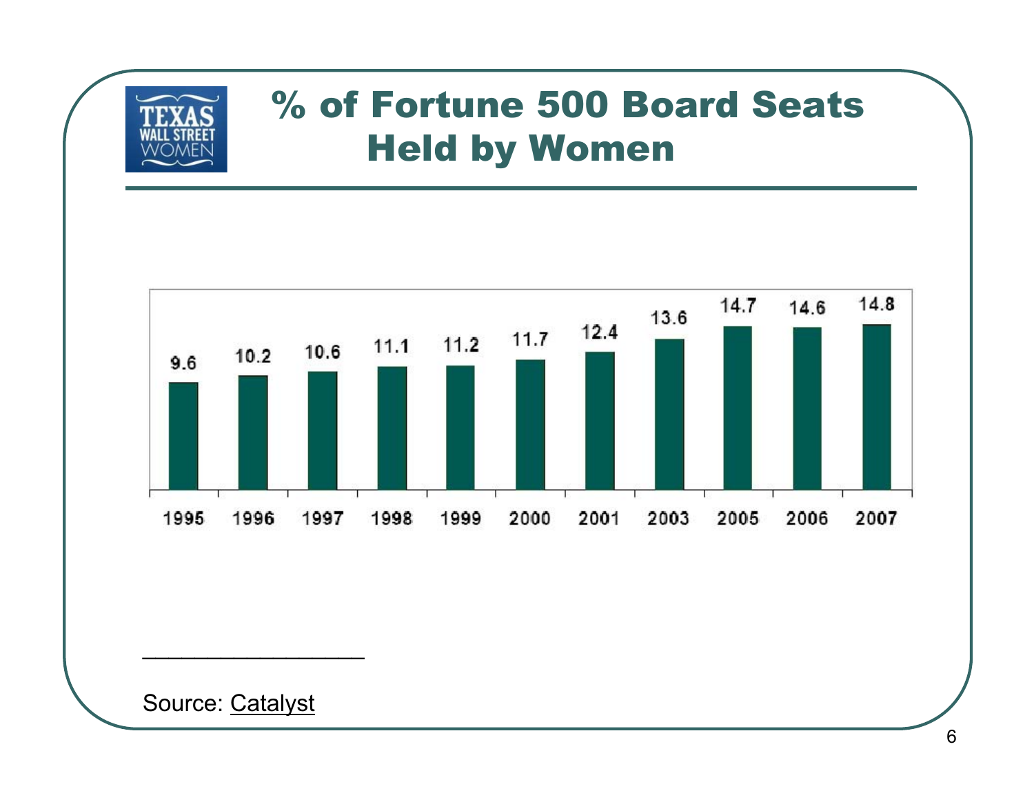# % of Fortune 500 Board Seats Held by Women

9.6
10.2
10.6
11.1
11.2
11.7
12.4
13.6
14.7
14.6
14.8

1995
1996
1997
1998
1999
2000
2001
2003
2005
2006
2007

Source: Catalyst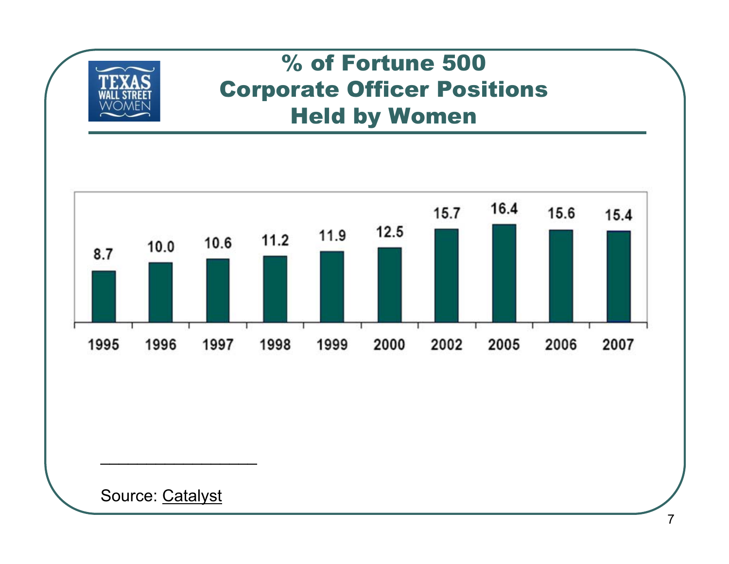# % of Fortune 500 Corporate Officer Positions Held by Women

8.7
10.0
10.6
11.2
11.9
12.5
15.7
16.4
15.6
15.4

1995
1996
1997
1998
1999
2000
2002
2005
2006
2007

---

Source: Catalyst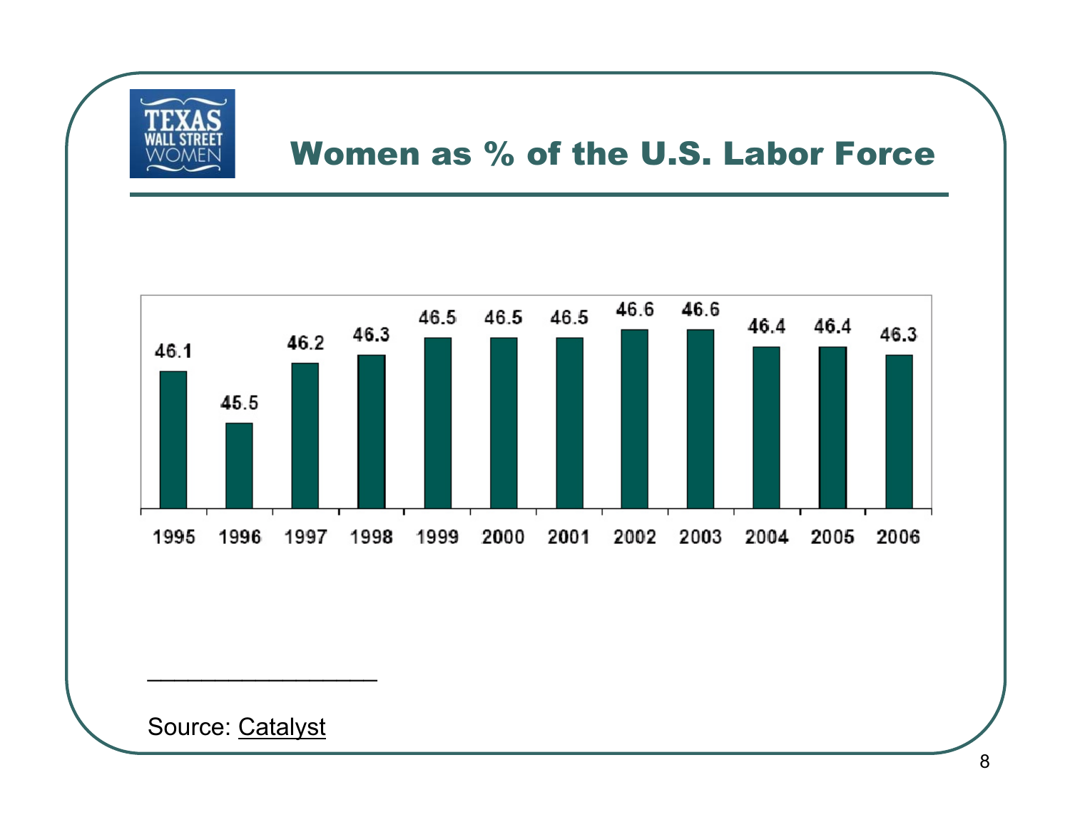# Women as % of the U.S. Labor Force

46.1
45.5
46.2
46.3
46.5
46.5
46.5
46.6
46.6
46.4
46.4
46.3

1995 1996 1997 1998 1999 2000 2001 2002 2003 2004 2005 2006

Source: Catalyst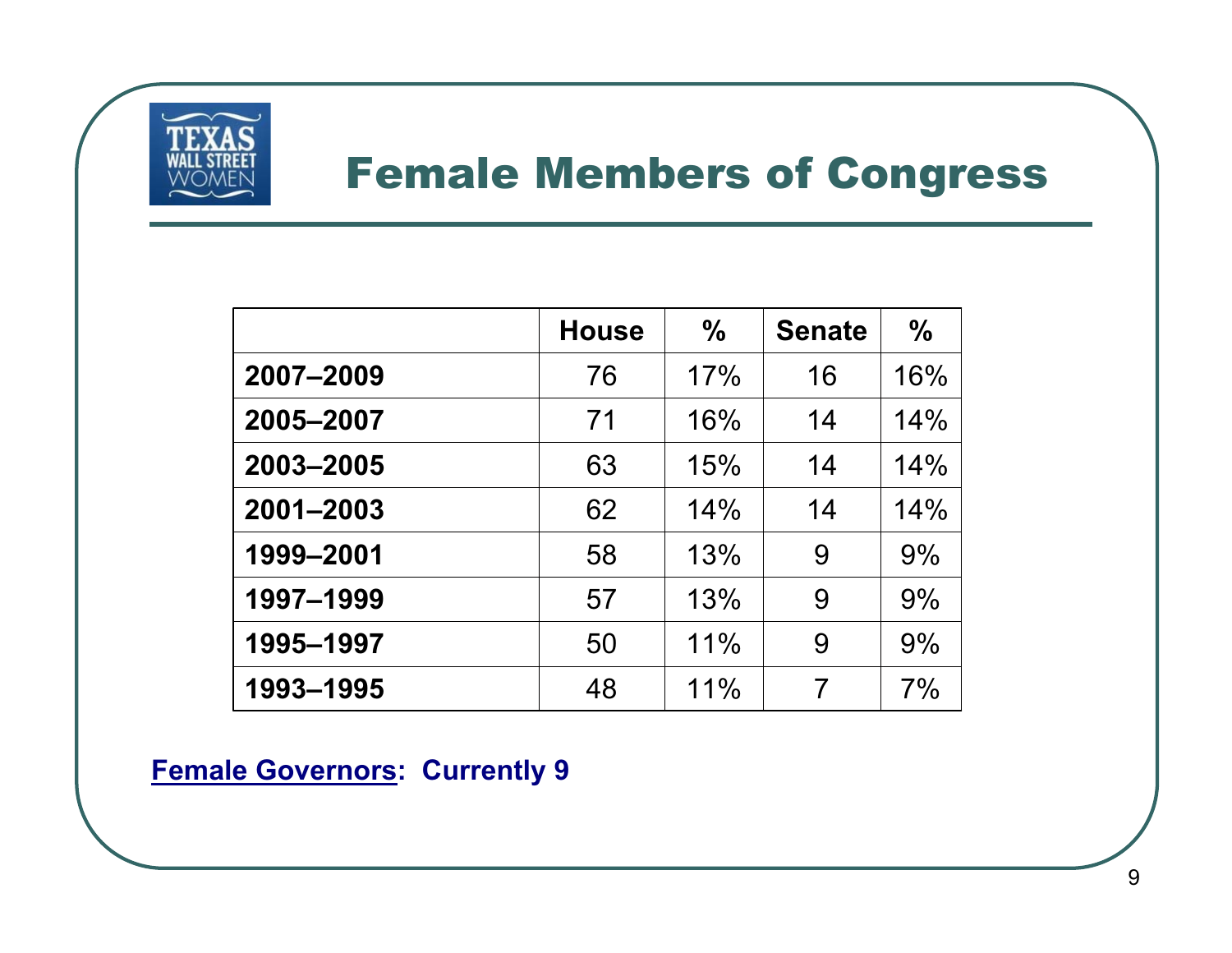TEXAS WALL STREET WOMEN

# Female Members of Congress

| | House | % | Senate | % |
|---|---|---|---|---|
| **2007–2009** | 76 | 17% | 16 | 16% |
| **2005–2007** | 71 | 16% | 14 | 14% |
| **2003–2005** | 63 | 15% | 14 | 14% |
| **2001–2003** | 62 | 14% | 14 | 14% |
| **1999–2001** | 58 | 13% | 9 | 9% |
| **1997–1999** | 57 | 13% | 9 | 9% |
| **1995–1997** | 50 | 11% | 9 | 9% |
| **1993–1995** | 48 | 11% | 7 | 7% |

**Female Governors: Currently 9**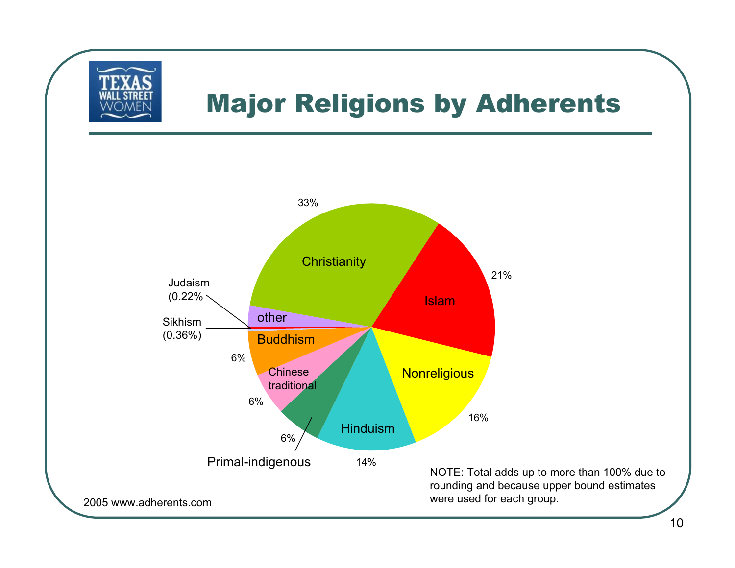# Major Religions by Adherents

33%

Christianity

21%

Islam

16%

Nonreligious

14%

Hinduism

6%

Primal-indigenous

6%

Chinese traditional

6%

Buddhism

Sikhism (0.36%)

Judaism (0.22%

other

NOTE: Total adds up to more than 100% due to rounding and because upper bound estimates were used for each group.

2005 www.adherents.com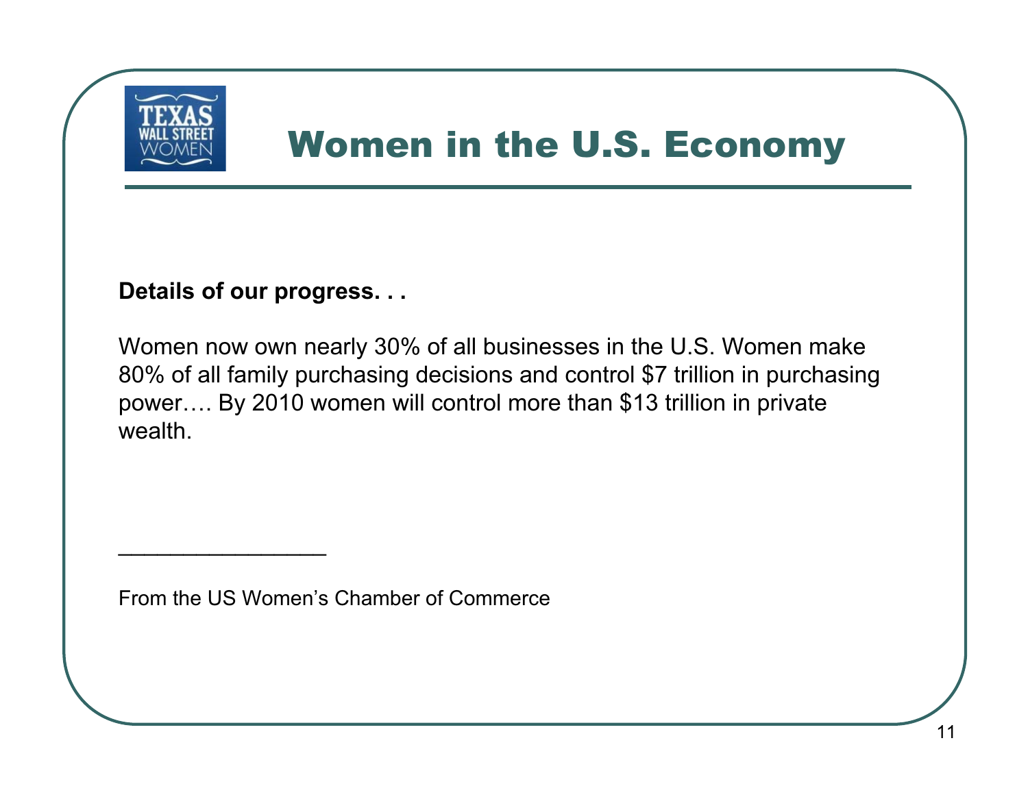# Women in the U.S. Economy

**Details of our progress. . .**

Women now own nearly 30% of all businesses in the U.S. Women make 80% of all family purchasing decisions and control $7 trillion in purchasing power…. By 2010 women will control more than $13 trillion in private wealth.

\_\_\_\_\_\_\_\_\_\_\_\_\_\_\_\_\_\_

From the US Women's Chamber of Commerce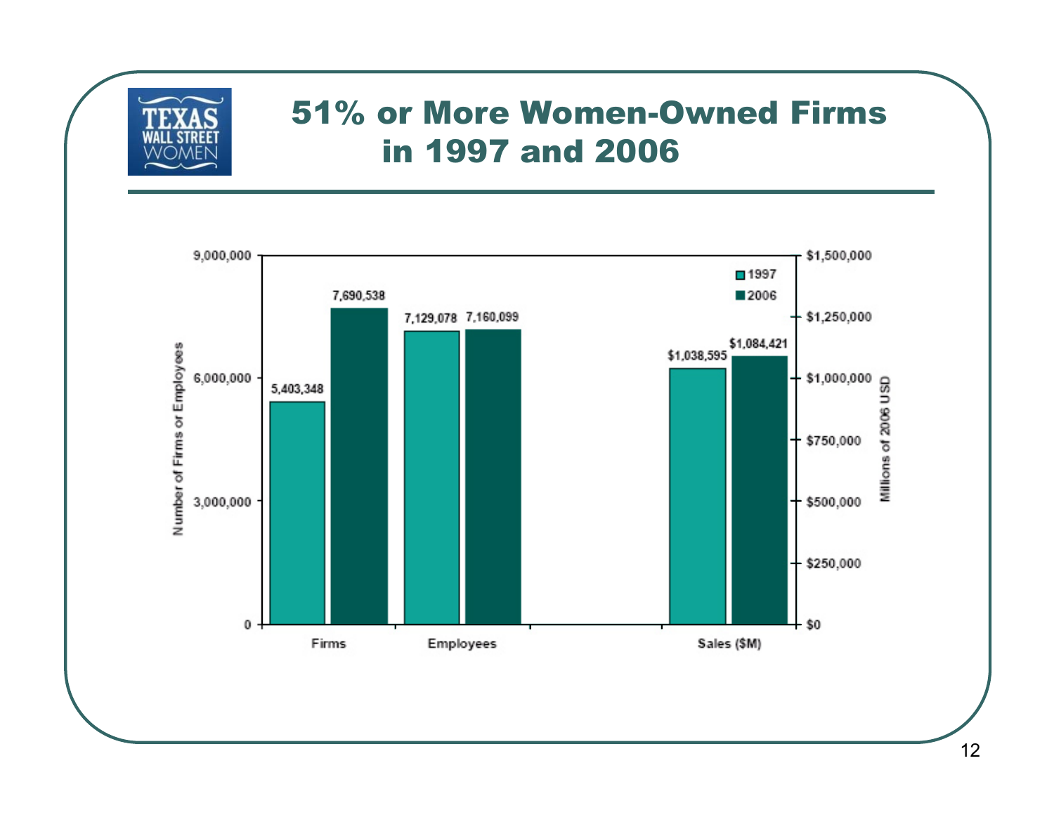# 51% or More Women-Owned Firms in 1997 and 2006

TEXAS WALL STREET WOMEN

9,000,000
6,000,000
3,000,000
0

Number of Firms or Employees

$1,500,000
$1,250,000
$1,000,000
$750,000
$500,000
$250,000
$0

Millions of 2006 USD

1997
2006

5,403,348
7,690,538
7,129,078
7,160,099
$1,038,595
$1,084,421

Firms
Employees
Sales ($M)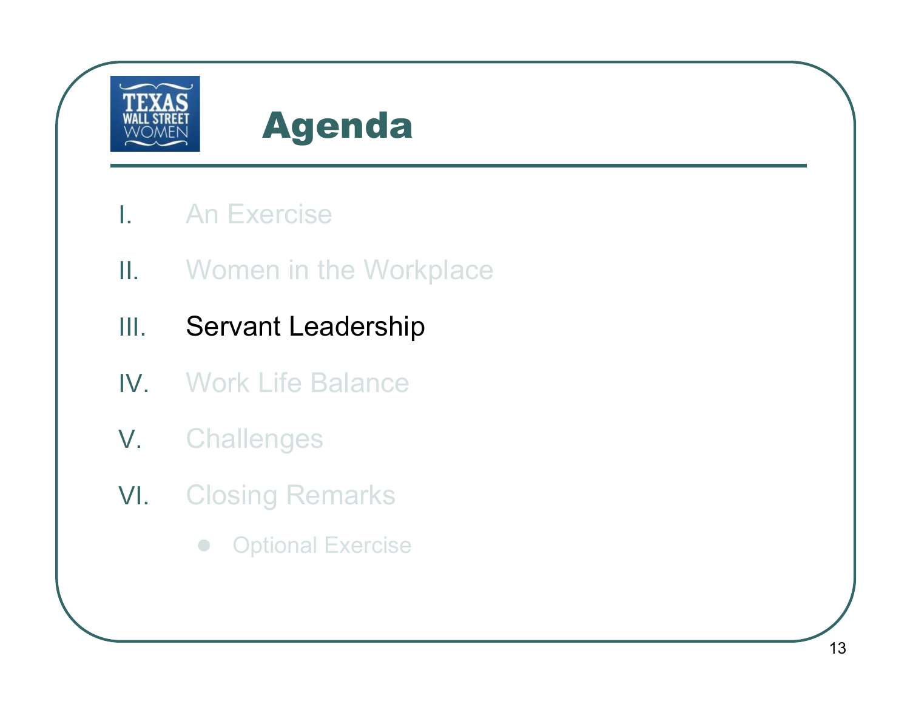TEXAS WALL STREET WOMEN

# Agenda

I. An Exercise

II. Women in the Workplace

III. Servant Leadership

IV. Work Life Balance

V. Challenges

VI. Closing Remarks

- Optional Exercise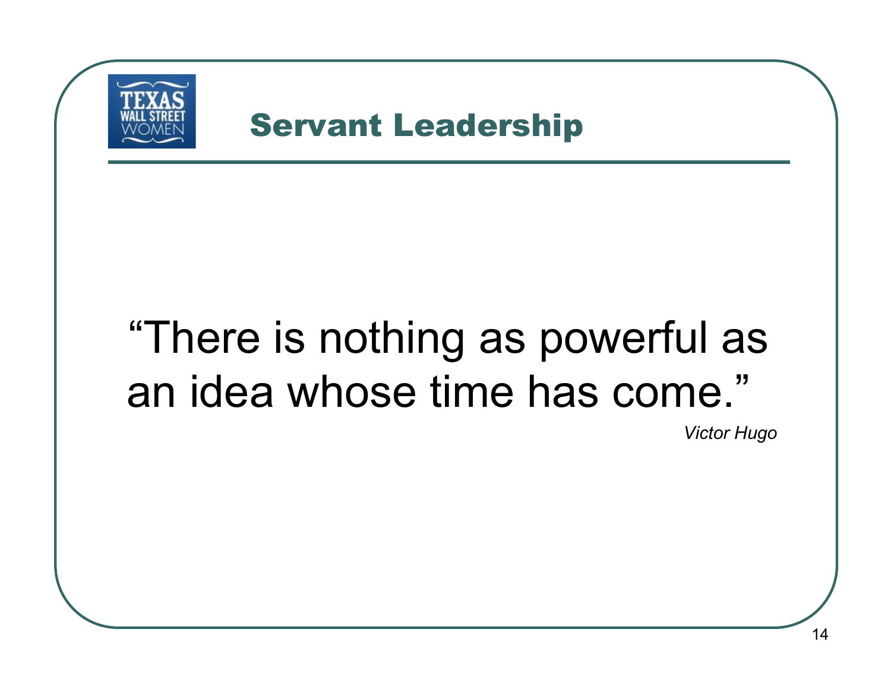# Servant Leadership

"There is nothing as powerful as an idea whose time has come."

*Victor Hugo*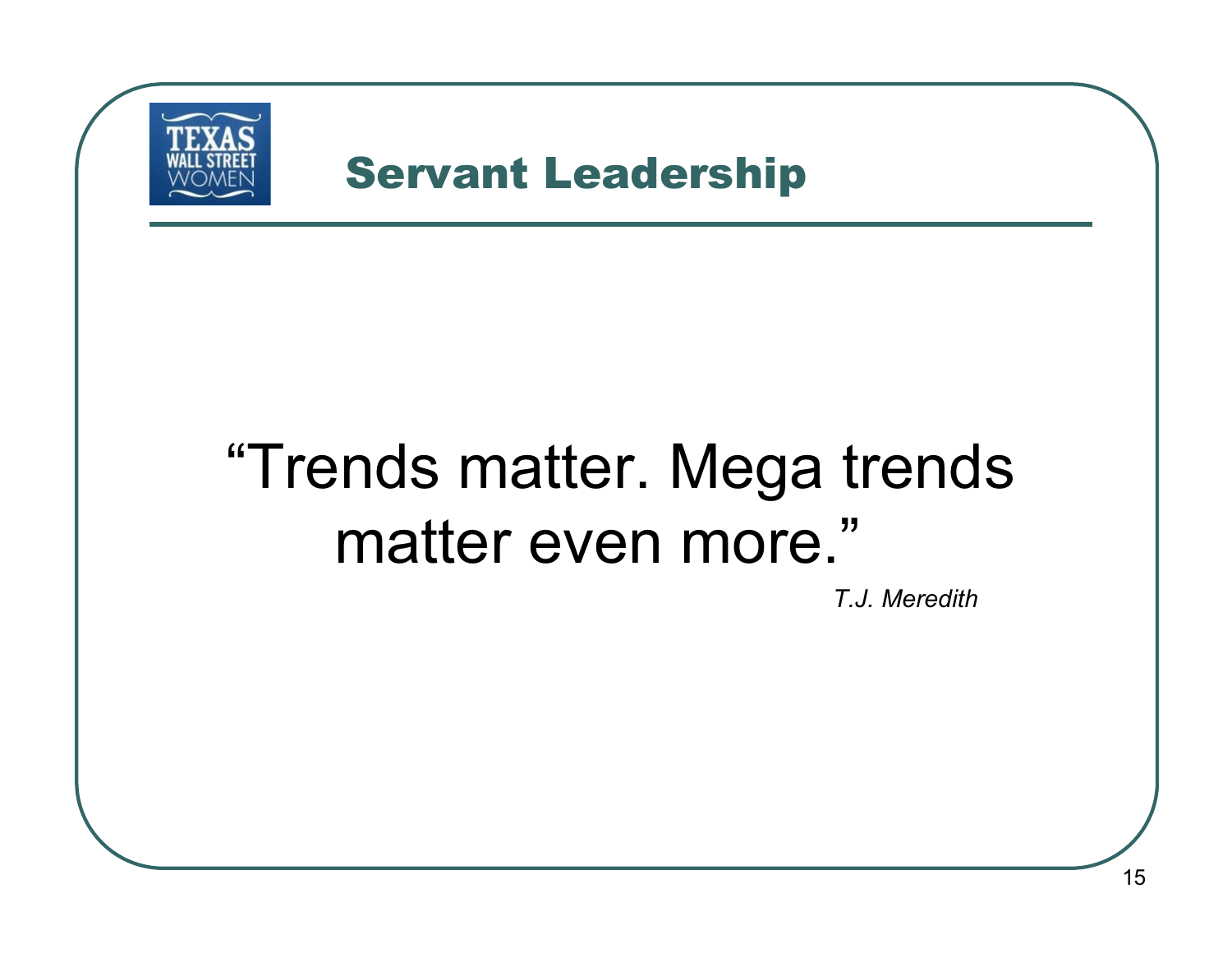## Servant Leadership

"Trends matter. Mega trends matter even more."

*T.J. Meredith*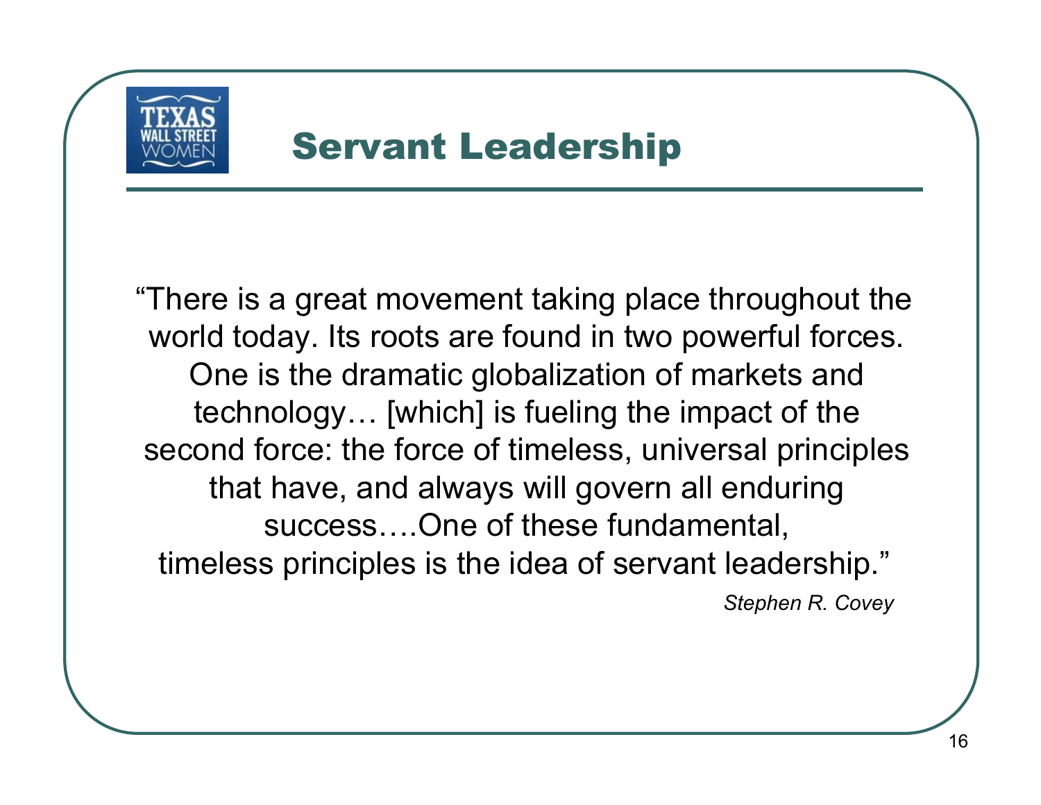## Servant Leadership

"There is a great movement taking place throughout the world today. Its roots are found in two powerful forces. One is the dramatic globalization of markets and technology… [which] is fueling the impact of the second force: the force of timeless, universal principles that have, and always will govern all enduring success….One of these fundamental, timeless principles is the idea of servant leadership."

*Stephen R. Covey*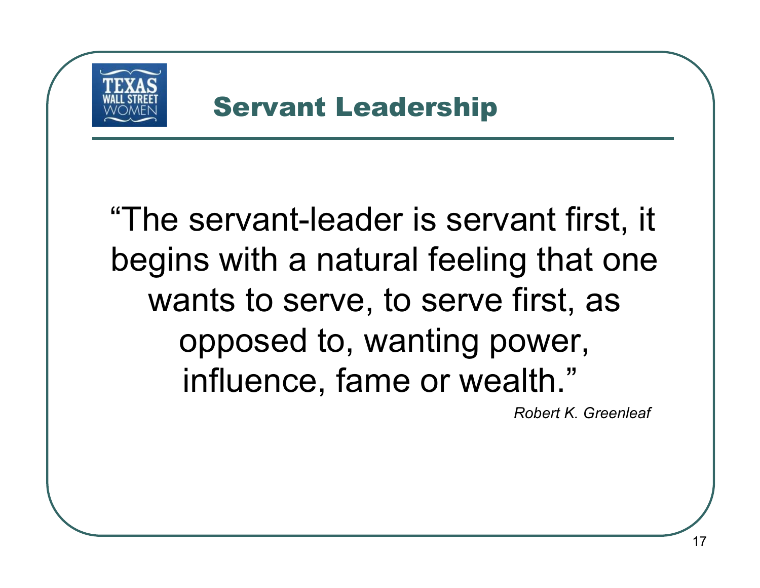## Servant Leadership

"The servant-leader is servant first, it begins with a natural feeling that one wants to serve, to serve first, as opposed to, wanting power, influence, fame or wealth."

*Robert K. Greenleaf*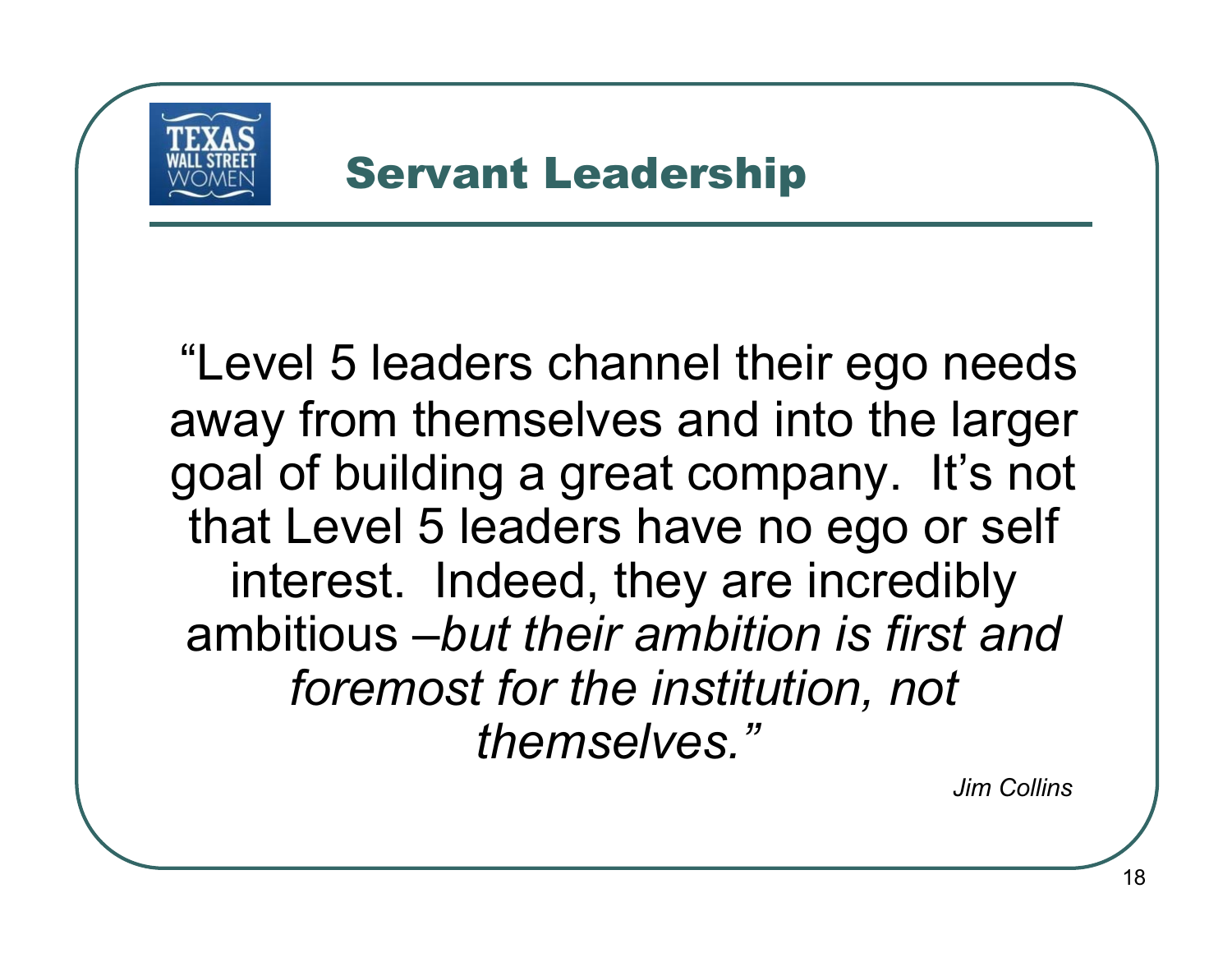## Servant Leadership

"Level 5 leaders channel their ego needs away from themselves and into the larger goal of building a great company. It's not that Level 5 leaders have no ego or self interest. Indeed, they are incredibly ambitious –*but their ambition is first and foremost for the institution, not themselves."*

*Jim Collins*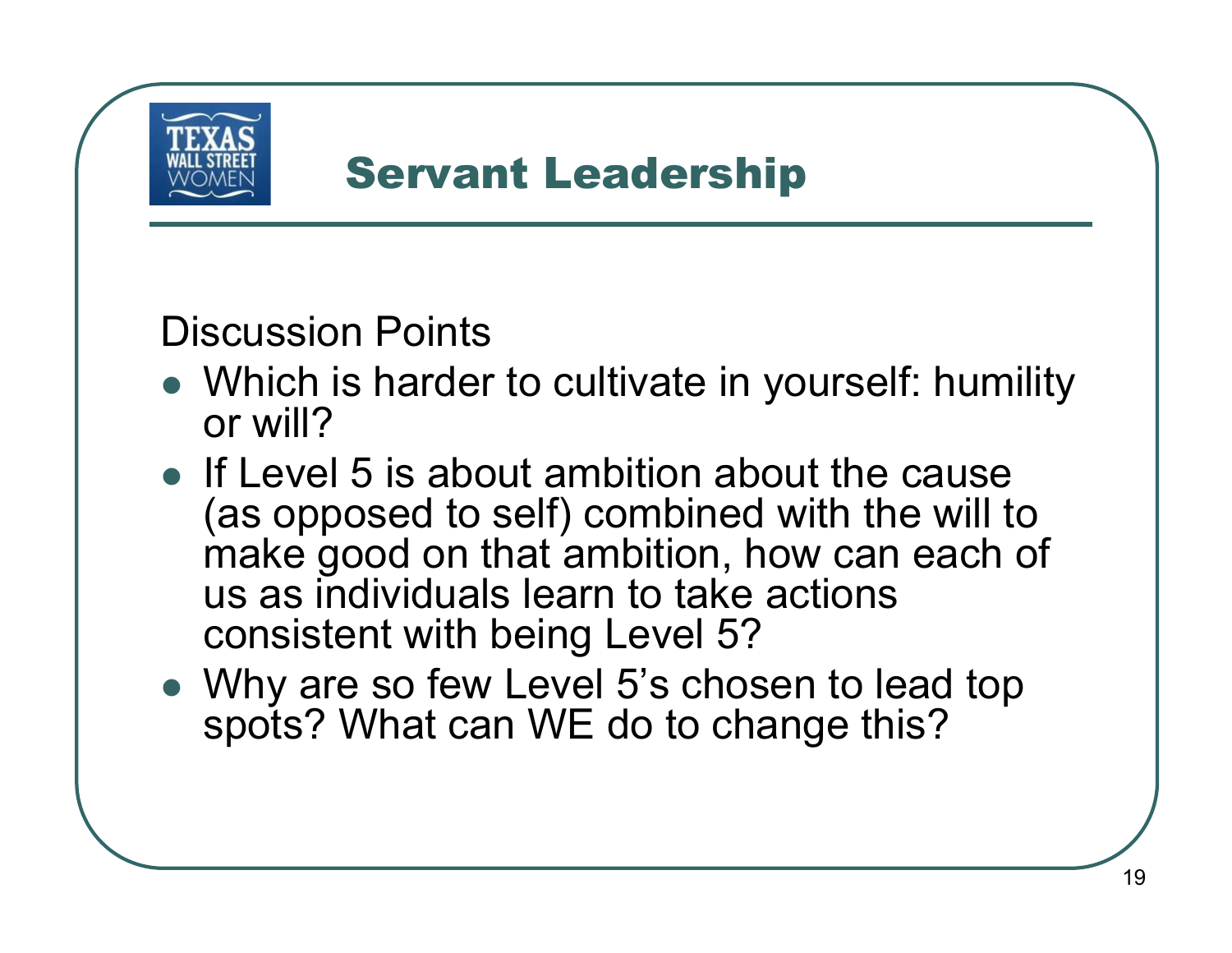# Servant Leadership

Discussion Points

- Which is harder to cultivate in yourself: humility or will?
- If Level 5 is about ambition about the cause (as opposed to self) combined with the will to make good on that ambition, how can each of us as individuals learn to take actions consistent with being Level 5?
- Why are so few Level 5's chosen to lead top spots? What can WE do to change this?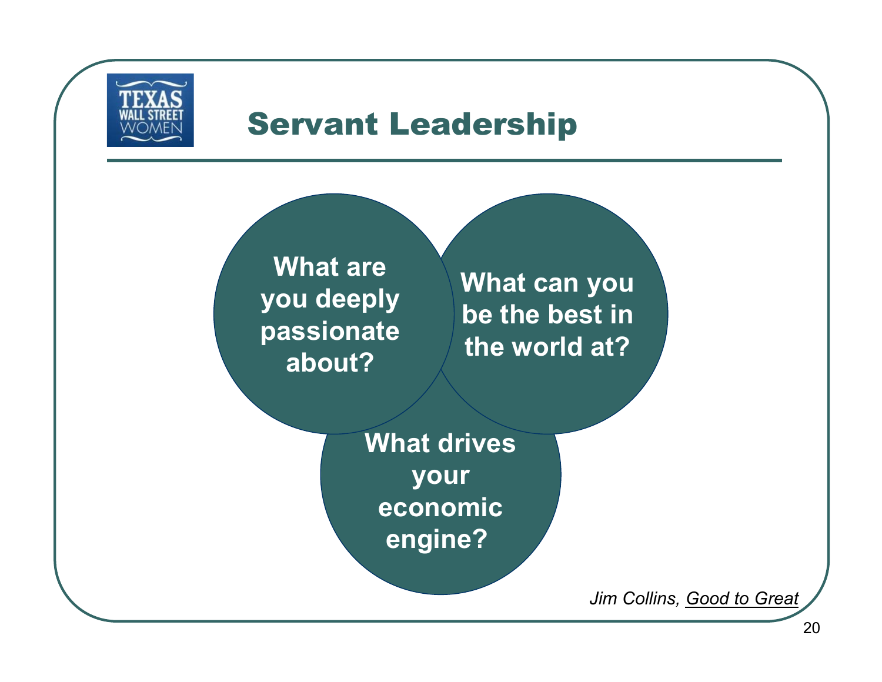# Servant Leadership

What are you deeply passionate about?

What can you be the best in the world at?

What drives your economic engine?

*Jim Collins, Good to Great*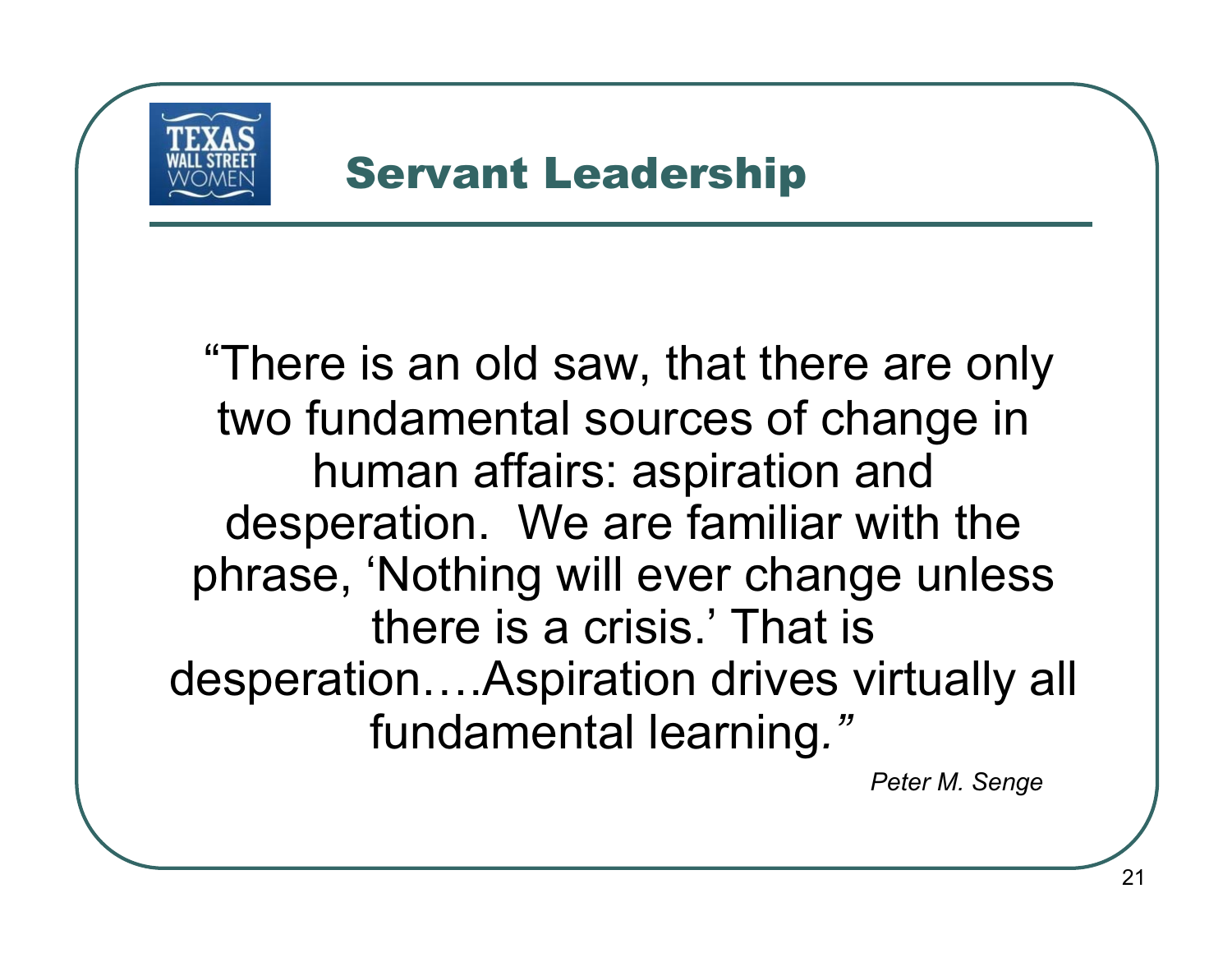# Servant Leadership

"There is an old saw, that there are only two fundamental sources of change in human affairs: aspiration and desperation.  We are familiar with the phrase, 'Nothing will ever change unless there is a crisis.' That is desperation….Aspiration drives virtually all fundamental learning."

*Peter M. Senge*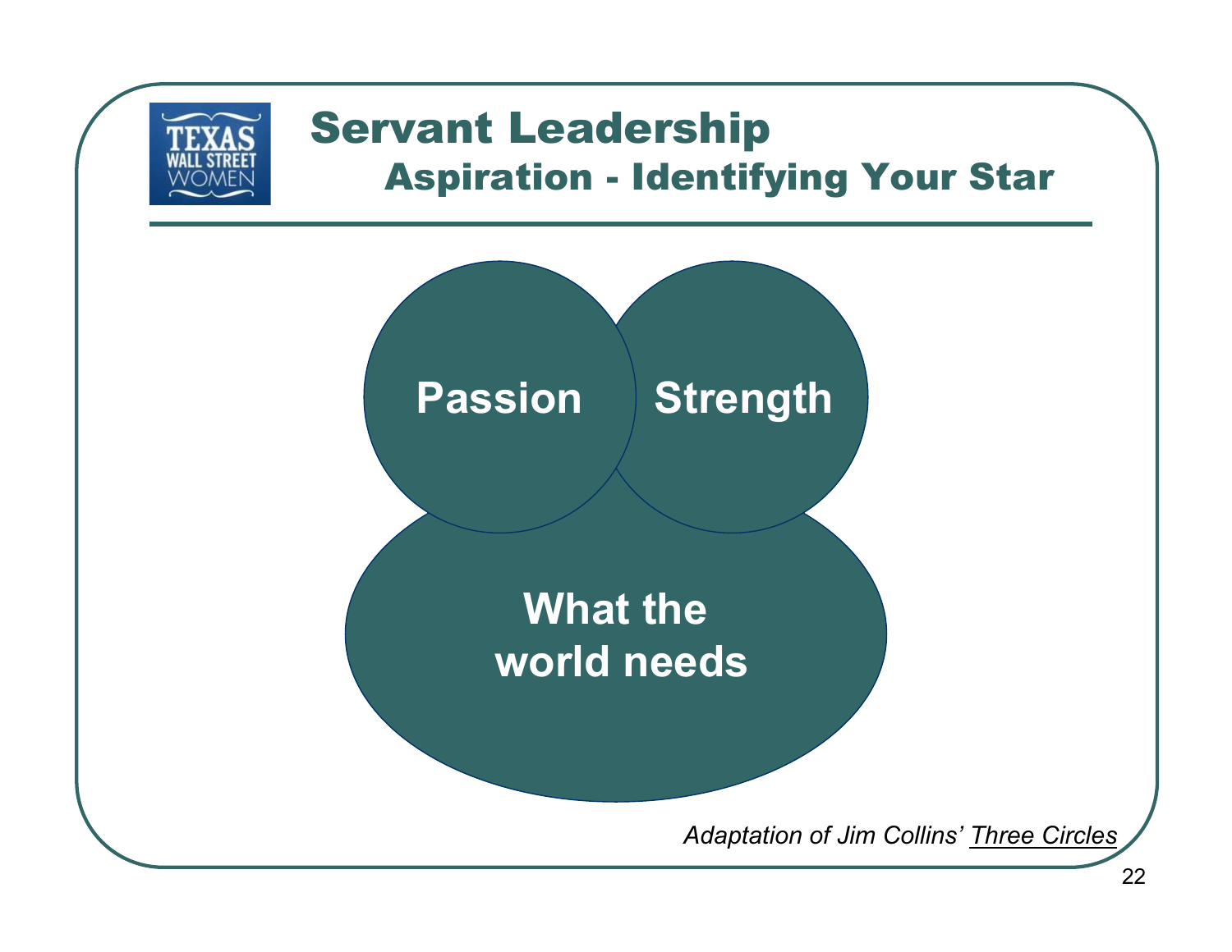# Servant Leadership

## Aspiration - Identifying Your Star

Passion

Strength

What the world needs

*Adaptation of Jim Collins' Three Circles*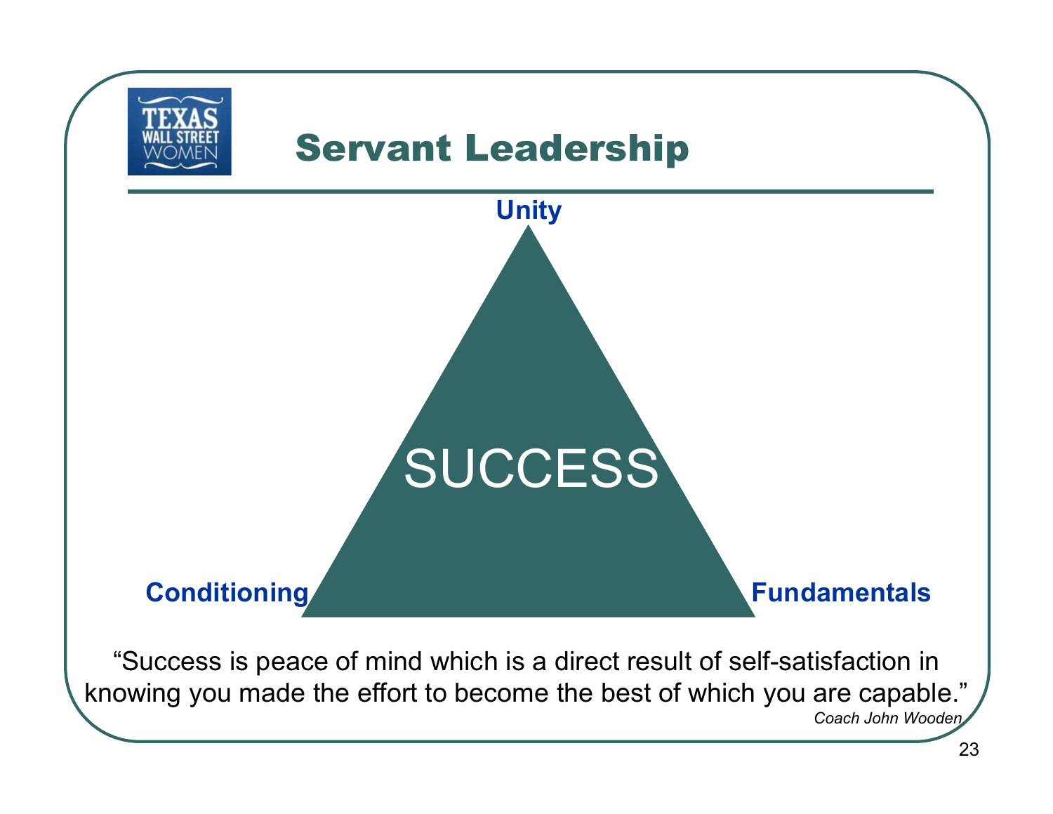# Servant Leadership

Unity

SUCCESS

Conditioning

Fundamentals

"Success is peace of mind which is a direct result of self-satisfaction in knowing you made the effort to become the best of which you are capable."

*Coach John Wooden*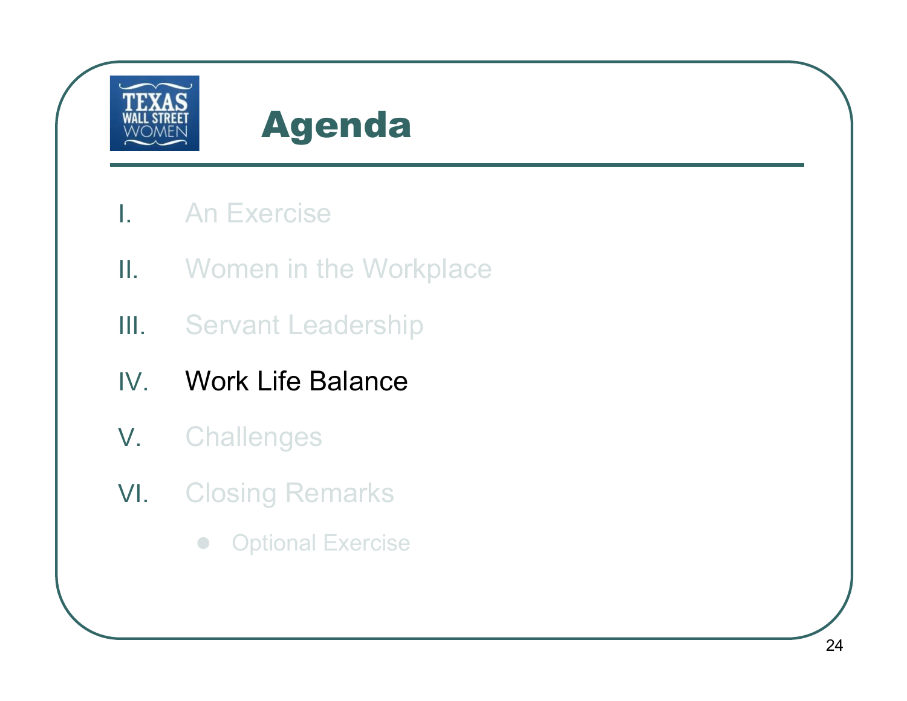# Agenda

I. An Exercise

II. Women in the Workplace

III. Servant Leadership

IV. **Work Life Balance**

V. Challenges

VI. Closing Remarks

- Optional Exercise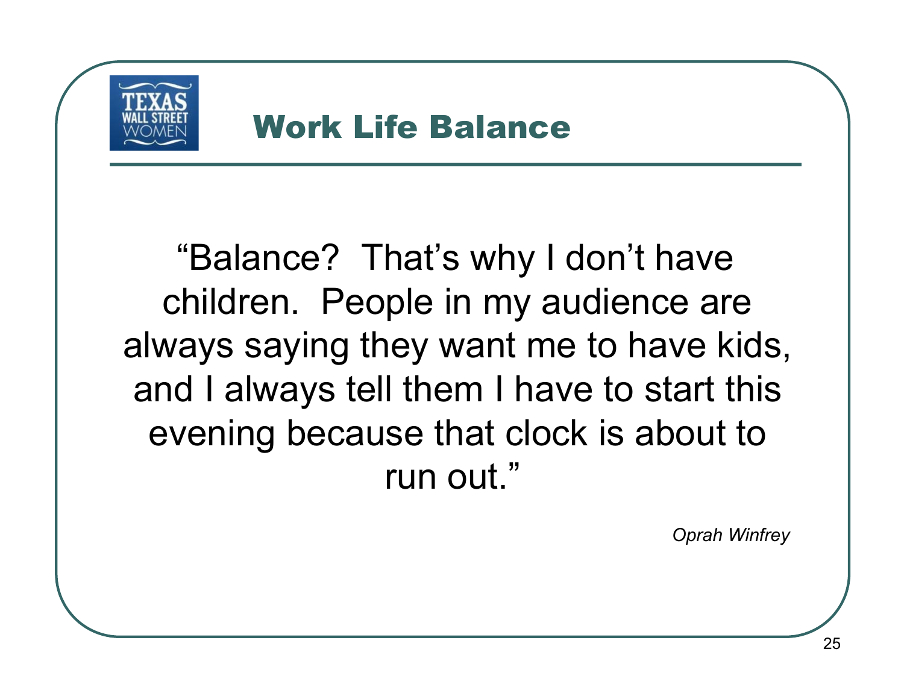TEXAS WALL STREET WOMEN

# Work Life Balance

"Balance? That's why I don't have children. People in my audience are always saying they want me to have kids, and I always tell them I have to start this evening because that clock is about to run out."

*Oprah Winfrey*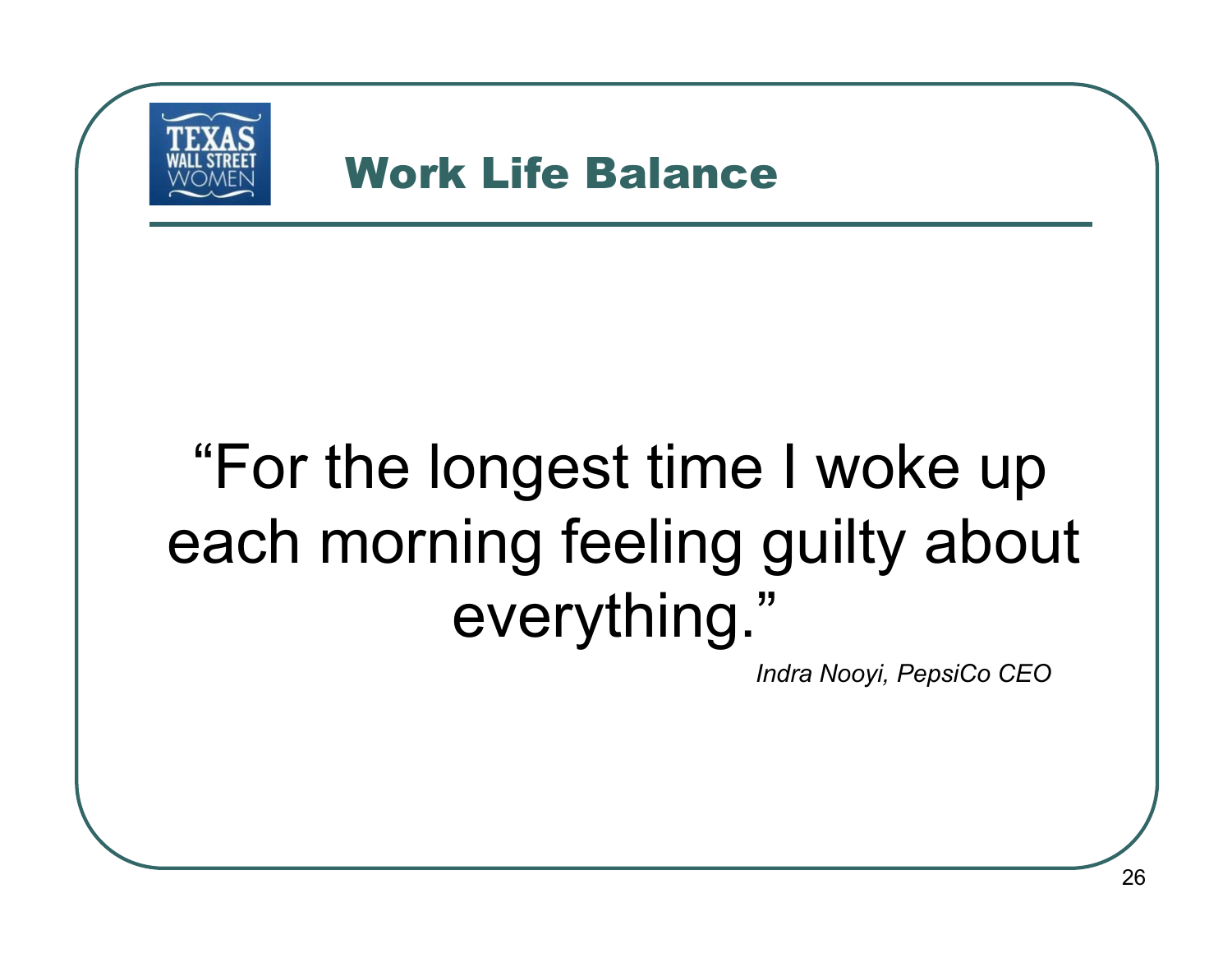# Work Life Balance

“For the longest time I woke up each morning feeling guilty about everything.”

*Indra Nooyi, PepsiCo CEO*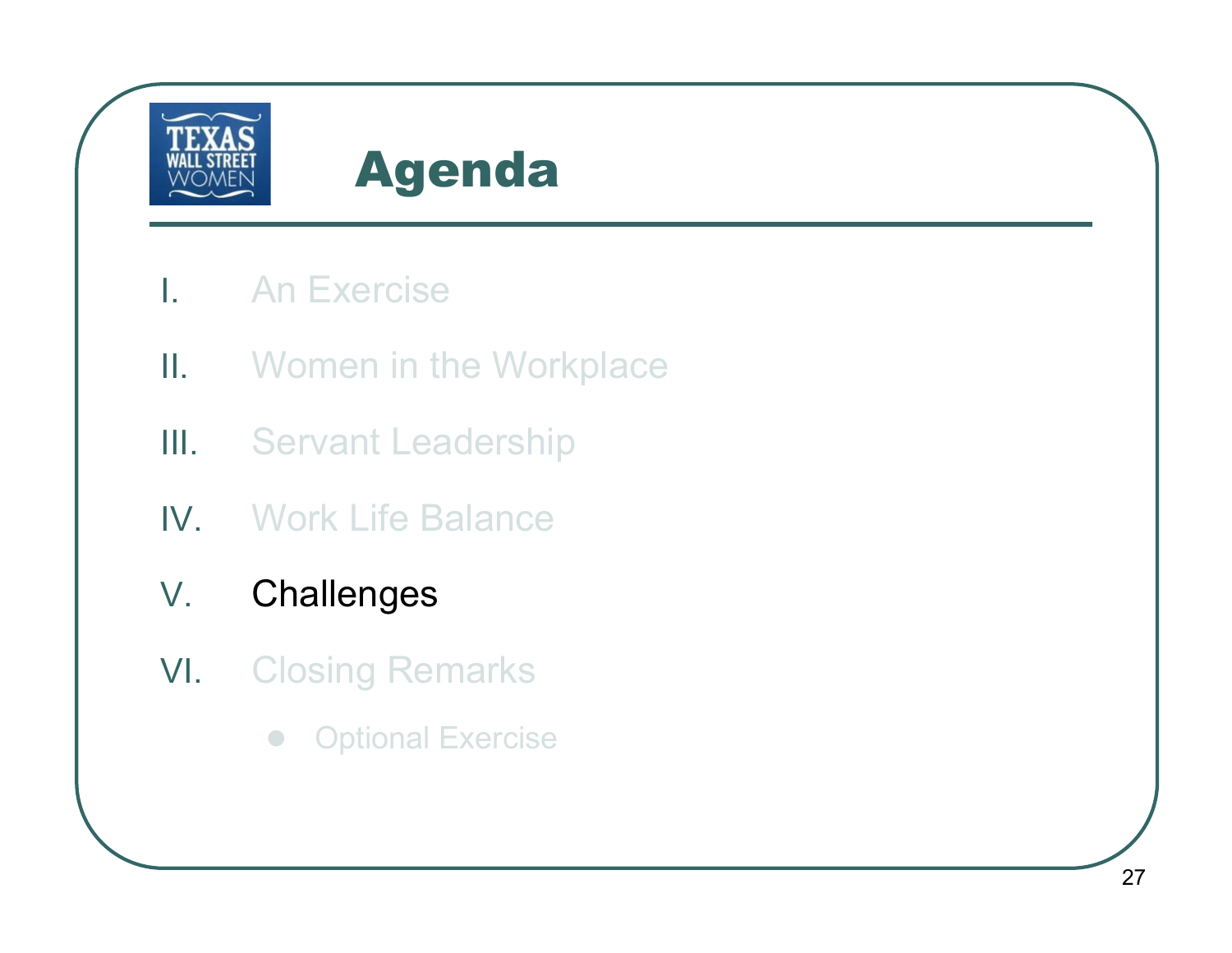TEXAS WALL STREET WOMEN

# Agenda

I. An Exercise

II. Women in the Workplace

III. Servant Leadership

IV. Work Life Balance

V. Challenges

VI. Closing Remarks

- Optional Exercise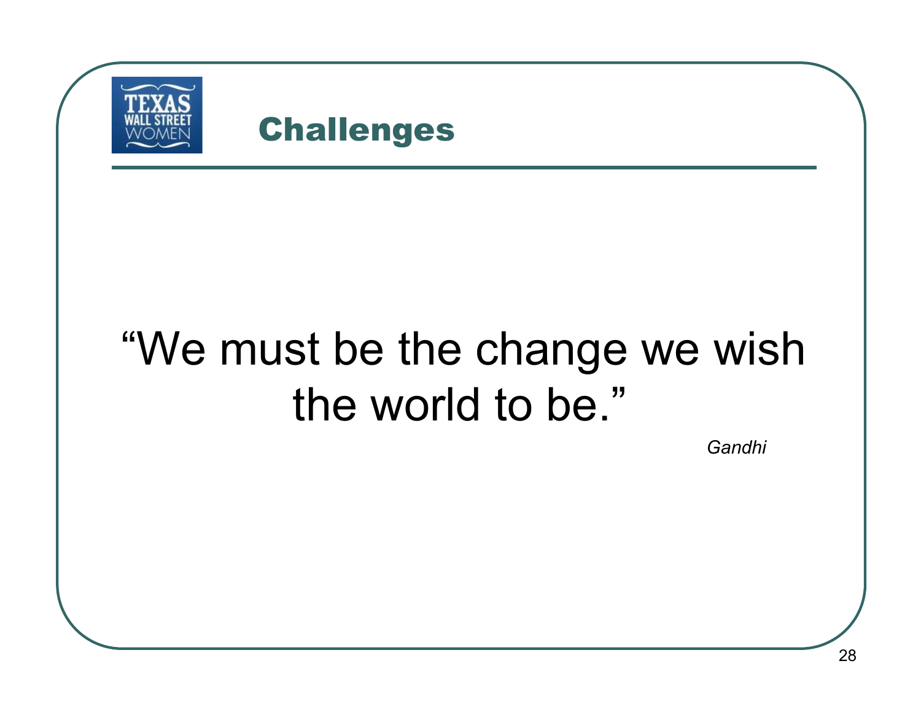TEXAS WALL STREET WOMEN

## Challenges

“We must be the change we wish the world to be.”

*Gandhi*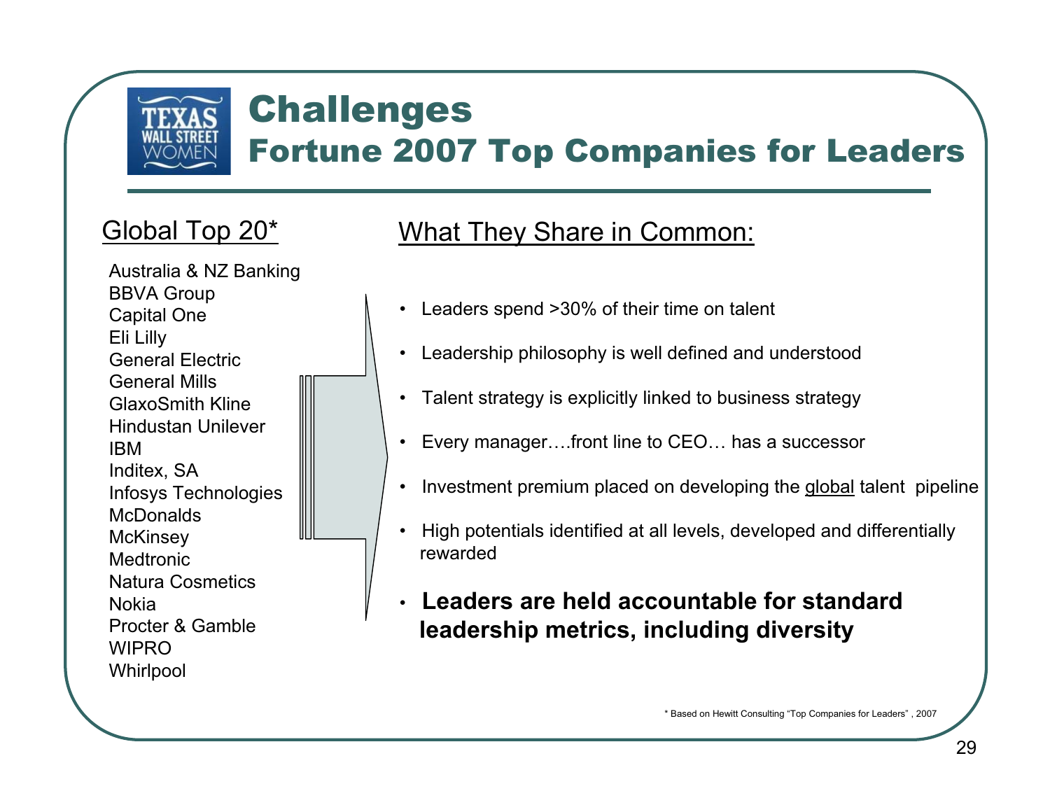# Challenges

## Fortune 2007 Top Companies for Leaders

### Global Top 20*

Australia & NZ Banking
BBVA Group
Capital One
Eli Lilly
General Electric
General Mills
GlaxoSmith Kline
Hindustan Unilever
IBM
Inditex, SA
Infosys Technologies
McDonalds
McKinsey
Medtronic
Natura Cosmetics
Nokia
Procter & Gamble
WIPRO
Whirlpool

### What They Share in Common:

- Leaders spend >30% of their time on talent
- Leadership philosophy is well defined and understood
- Talent strategy is explicitly linked to business strategy
- Every manager….front line to CEO… has a successor
- Investment premium placed on developing the global talent pipeline
- High potentials identified at all levels, developed and differentially rewarded
- **Leaders are held accountable for standard leadership metrics, including diversity**

\* Based on Hewitt Consulting "Top Companies for Leaders" , 2007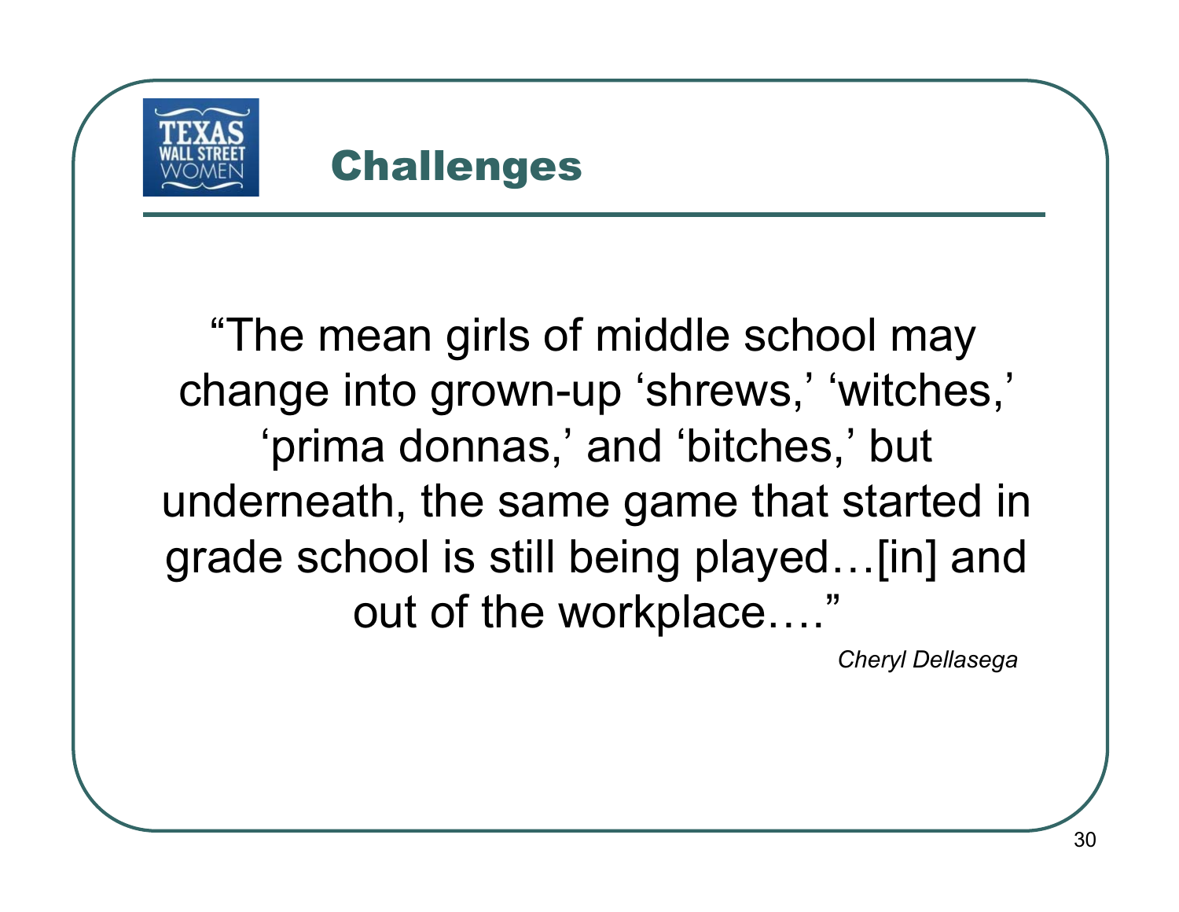## Challenges

"The mean girls of middle school may change into grown-up 'shrews,' 'witches,' 'prima donnas,' and 'bitches,' but underneath, the same game that started in grade school is still being played…[in] and out of the workplace…."

*Cheryl Dellasega*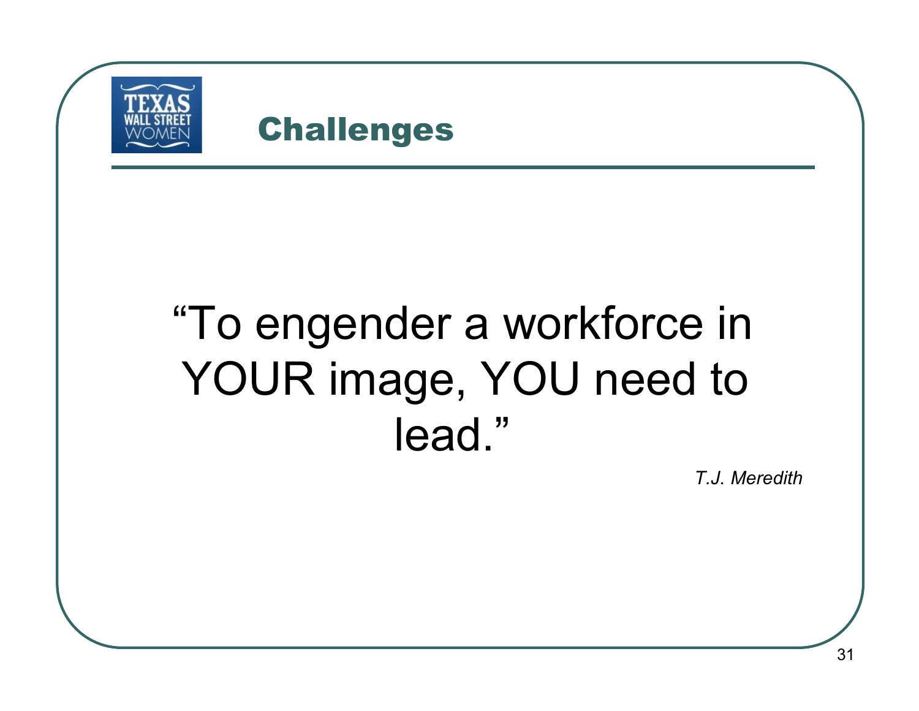## Challenges

"To engender a workforce in YOUR image, YOU need to lead."

*T.J. Meredith*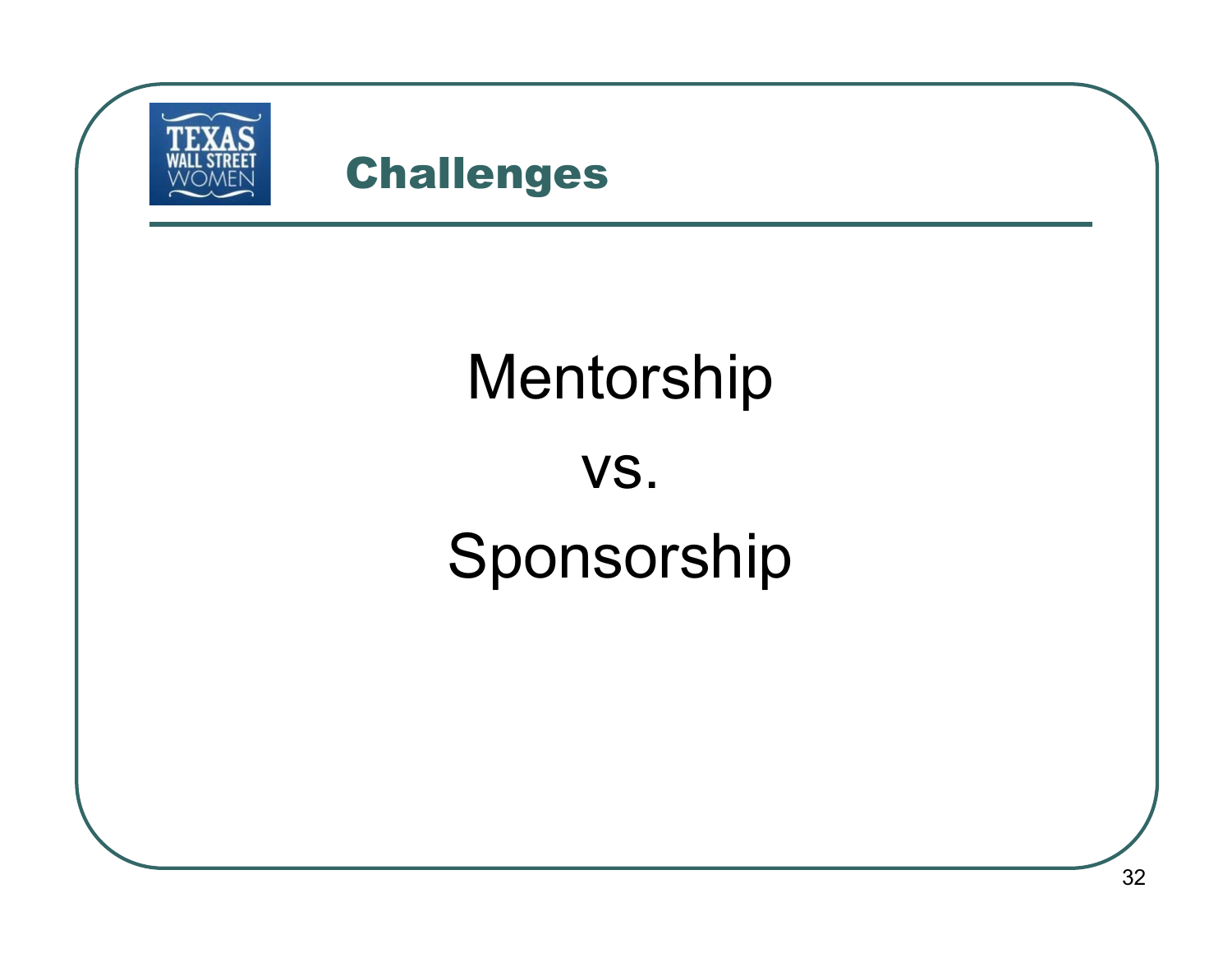## Challenges

Mentorship

vs.

Sponsorship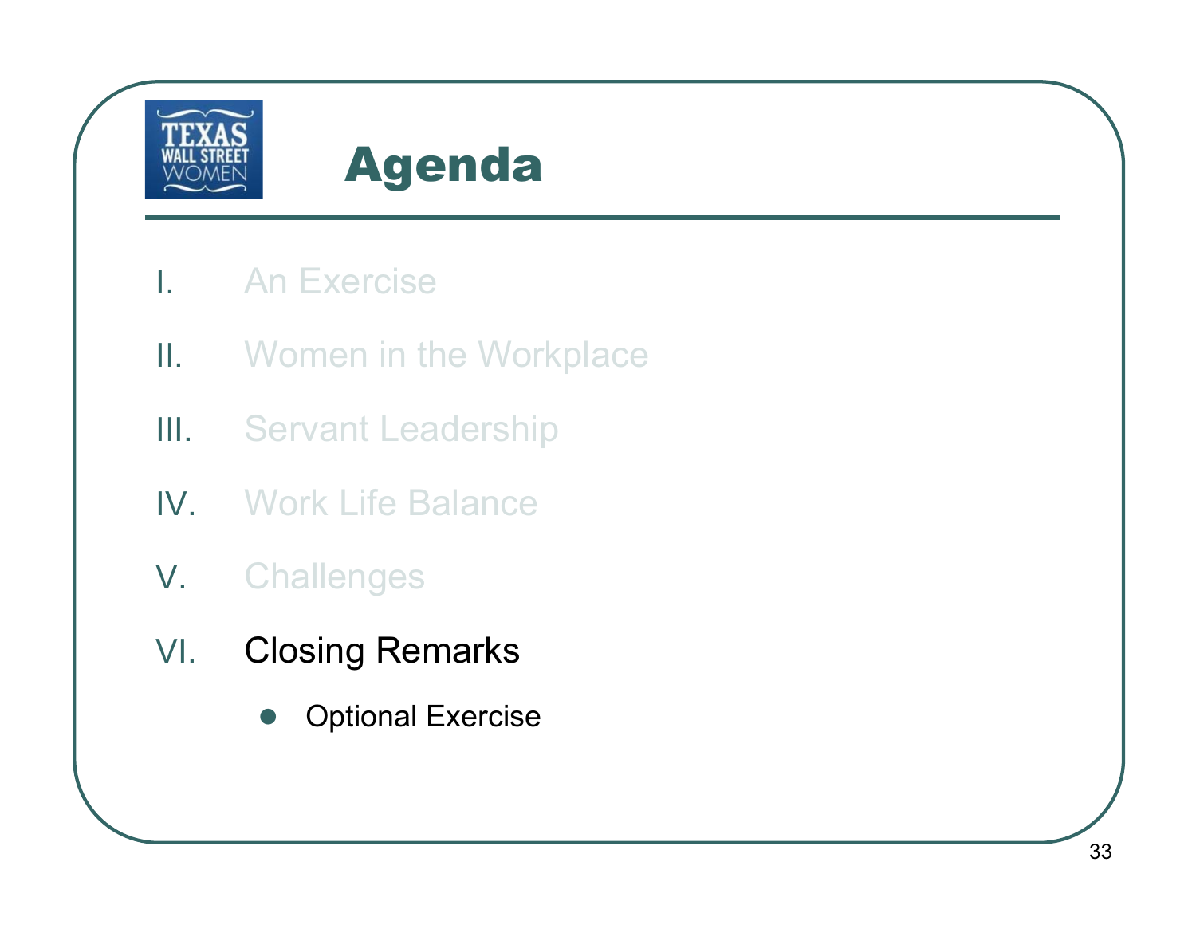TEXAS WALL STREET WOMEN

# Agenda

I. An Exercise

II. Women in the Workplace

III. Servant Leadership

IV. Work Life Balance

V. Challenges

VI. Closing Remarks

- Optional Exercise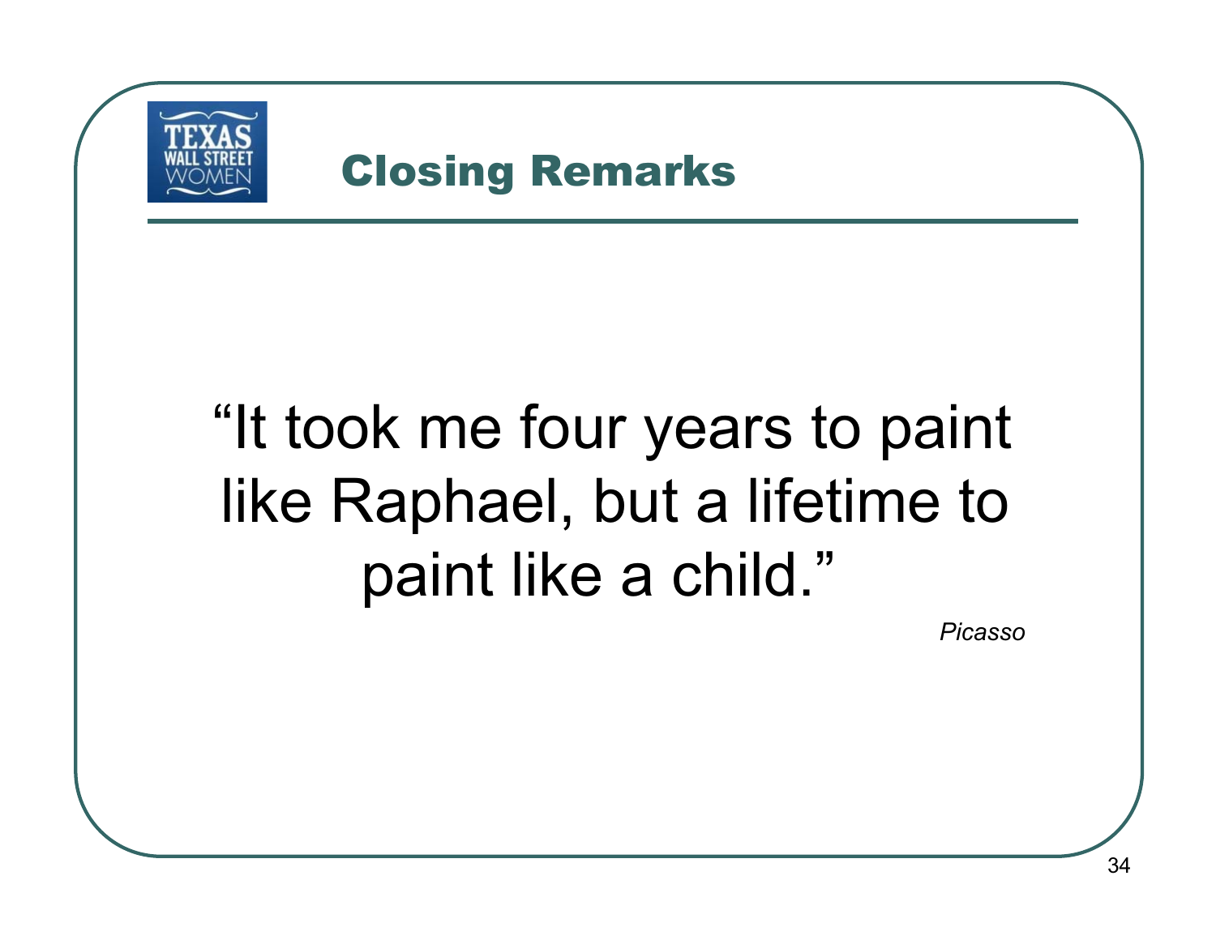## Closing Remarks

"It took me four years to paint like Raphael, but a lifetime to paint like a child."

*Picasso*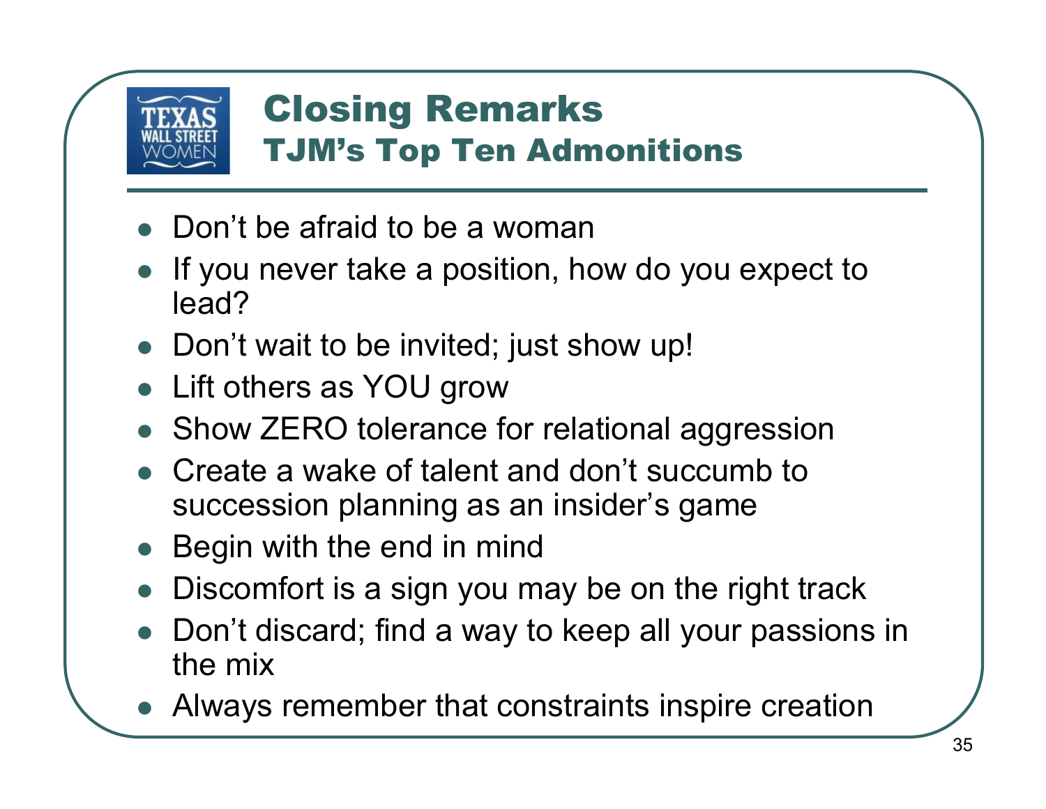# Closing Remarks

## TJM's Top Ten Admonitions

- Don't be afraid to be a woman
- If you never take a position, how do you expect to lead?
- Don't wait to be invited; just show up!
- Lift others as YOU grow
- Show ZERO tolerance for relational aggression
- Create a wake of talent and don't succumb to succession planning as an insider's game
- Begin with the end in mind
- Discomfort is a sign you may be on the right track
- Don't discard; find a way to keep all your passions in the mix
- Always remember that constraints inspire creation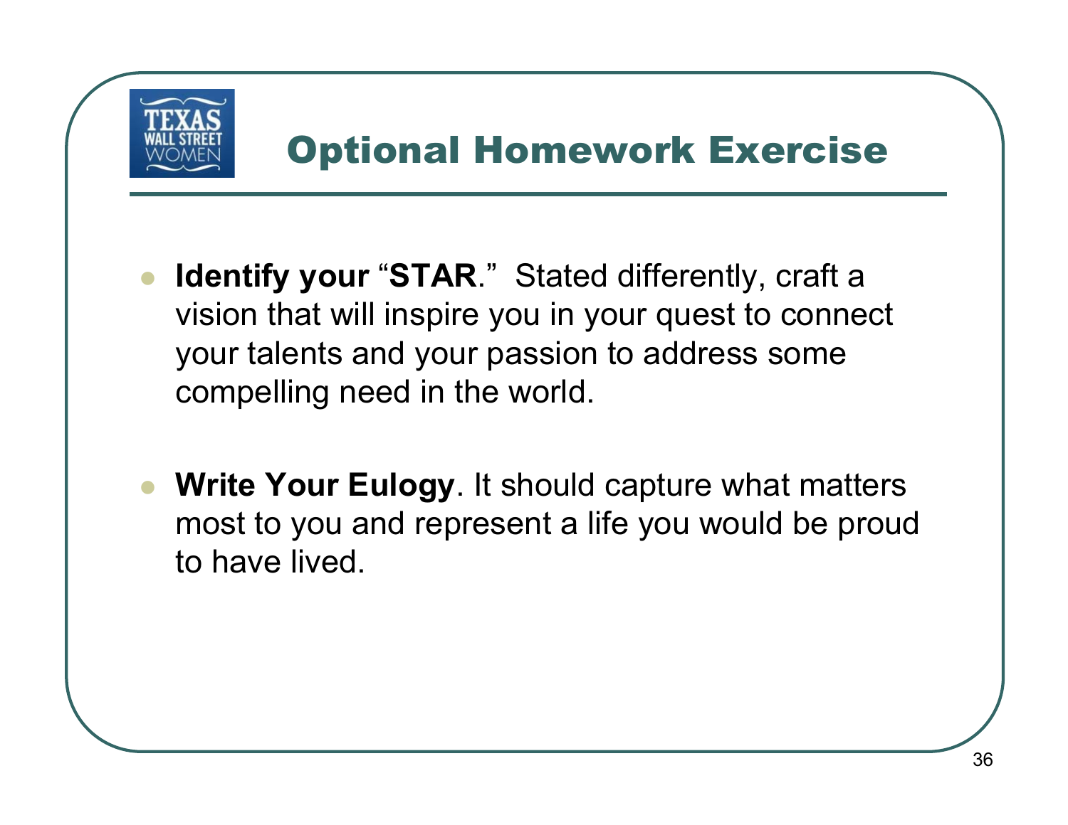## Optional Homework Exercise

- **Identify your** "**STAR**." Stated differently, craft a vision that will inspire you in your quest to connect your talents and your passion to address some compelling need in the world.

- **Write Your Eulogy**. It should capture what matters most to you and represent a life you would be proud to have lived.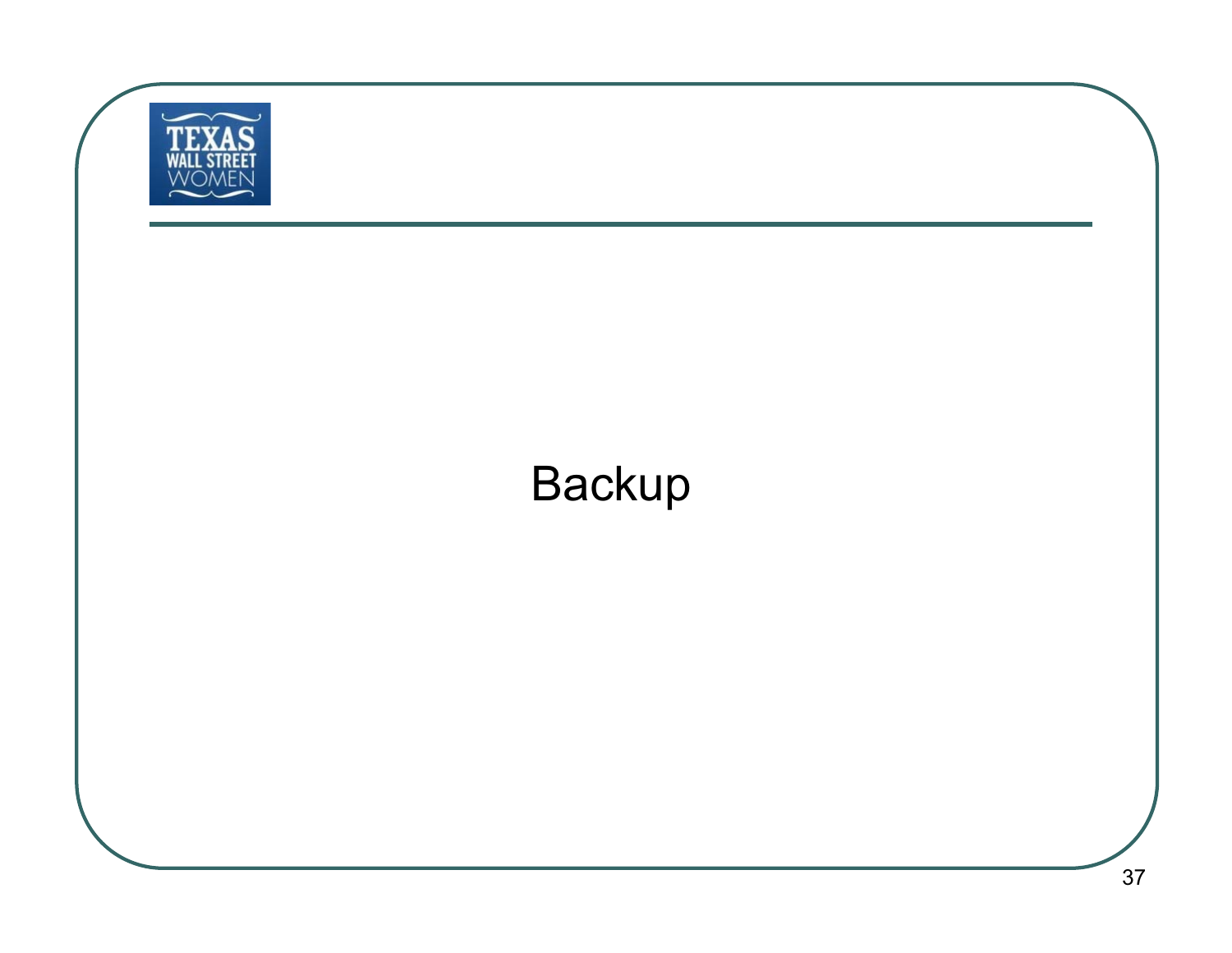# Backup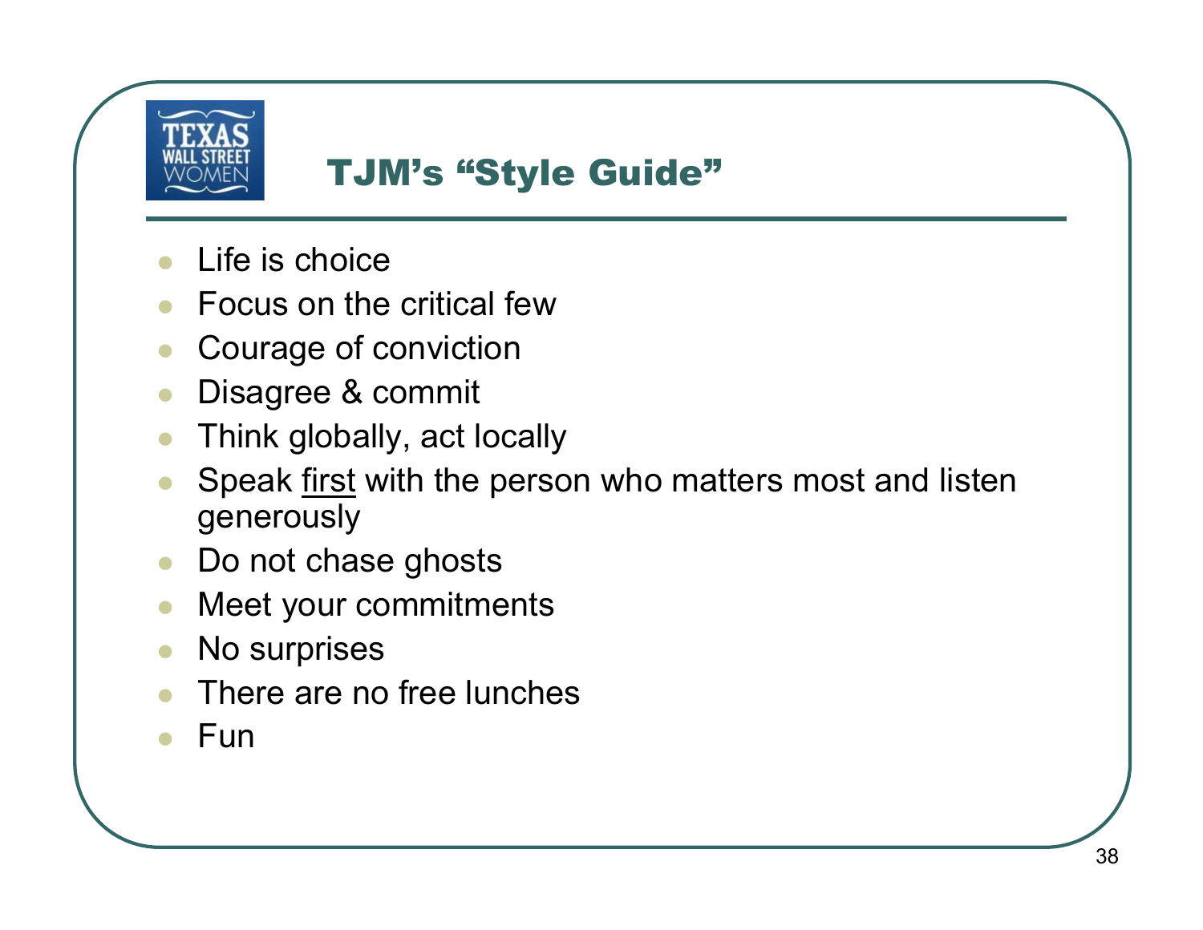TEXAS WALL STREET WOMEN

## TJM's "Style Guide"

- Life is choice
- Focus on the critical few
- Courage of conviction
- Disagree & commit
- Think globally, act locally
- Speak first with the person who matters most and listen generously
- Do not chase ghosts
- Meet your commitments
- No surprises
- There are no free lunches
- Fun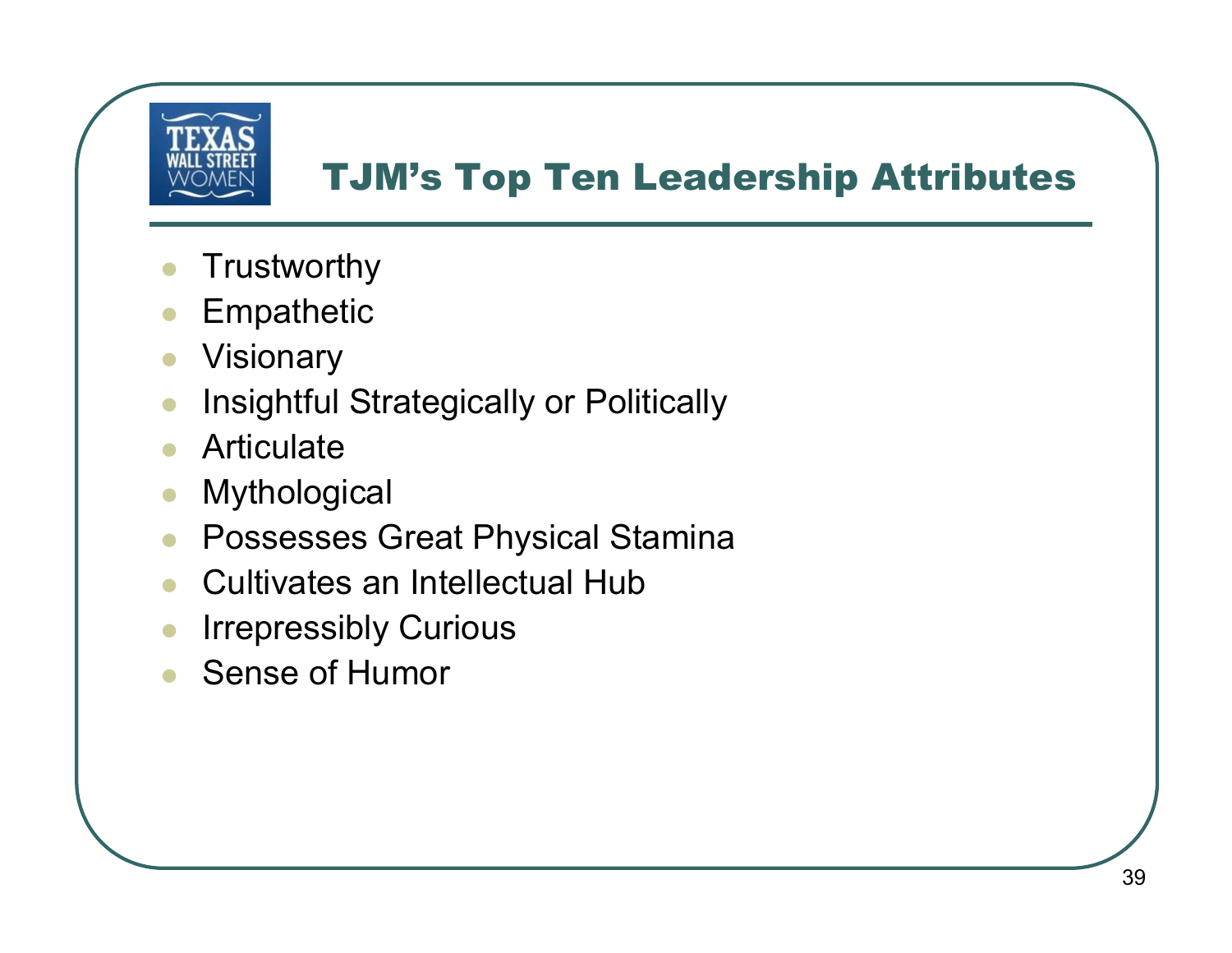TEXAS WALL STREET WOMEN

## TJM's Top Ten Leadership Attributes

- Trustworthy
- Empathetic
- Visionary
- Insightful Strategically or Politically
- Articulate
- Mythological
- Possesses Great Physical Stamina
- Cultivates an Intellectual Hub
- Irrepressibly Curious
- Sense of Humor